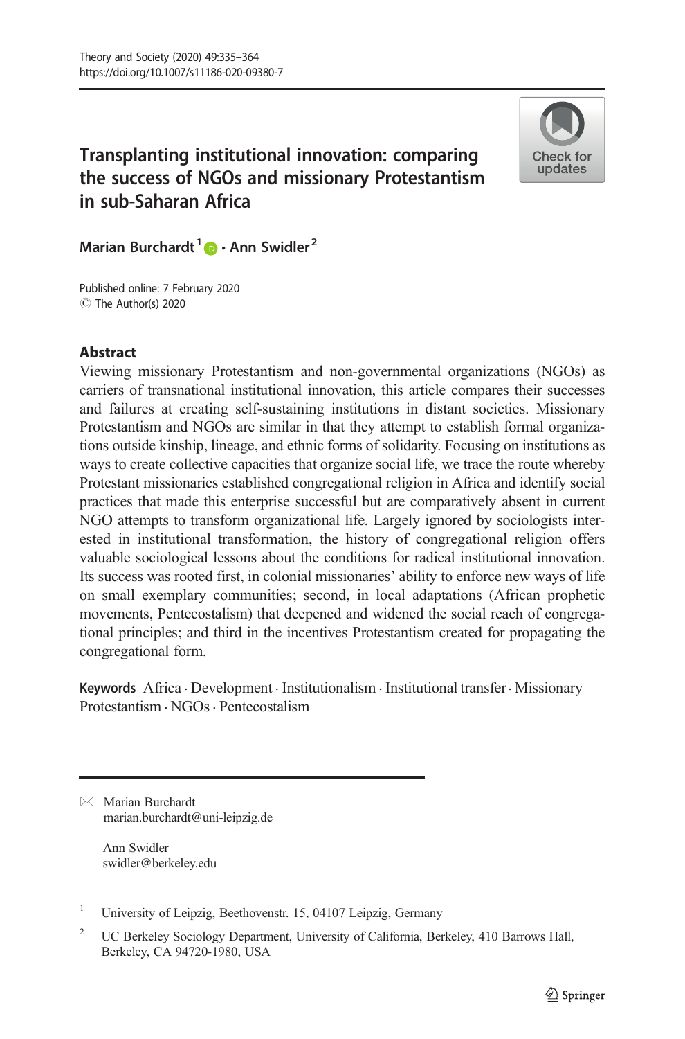# Transplanting institutional innovation: comparing the success of NGOs and missionary Protestantism in sub-Saharan Africa

Marian Burchardt[1] · Ann Swidler[2]

Published online: 7 February 2020
© The Author(s) 2020

## Abstract

Viewing missionary Protestantism and non-governmental organizations (NGOs) as carriers of transnational institutional innovation, this article compares their successes and failures at creating self-sustaining institutions in distant societies. Missionary Protestantism and NGOs are similar in that they attempt to establish formal organizations outside kinship, lineage, and ethnic forms of solidarity. Focusing on institutions as ways to create collective capacities that organize social life, we trace the route whereby Protestant missionaries established congregational religion in Africa and identify social practices that made this enterprise successful but are comparatively absent in current NGO attempts to transform organizational life. Largely ignored by sociologists interested in institutional transformation, the history of congregational religion offers valuable sociological lessons about the conditions for radical institutional innovation. Its success was rooted first, in colonial missionaries' ability to enforce new ways of life on small exemplary communities; second, in local adaptations (African prophetic movements, Pentecostalism) that deepened and widened the social reach of congregational principles; and third in the incentives Protestantism created for propagating the congregational form.

**Keywords** Africa · Development · Institutionalism · Institutional transfer · Missionary Protestantism · NGOs · Pentecostalism

---

✉ Marian Burchardt
marian.burchardt@uni-leipzig.de

Ann Swidler
swidler@berkeley.edu

[1] University of Leipzig, Beethovenstr. 15, 04107 Leipzig, Germany

[2] UC Berkeley Sociology Department, University of California, Berkeley, 410 Barrows Hall, Berkeley, CA 94720-1980, USA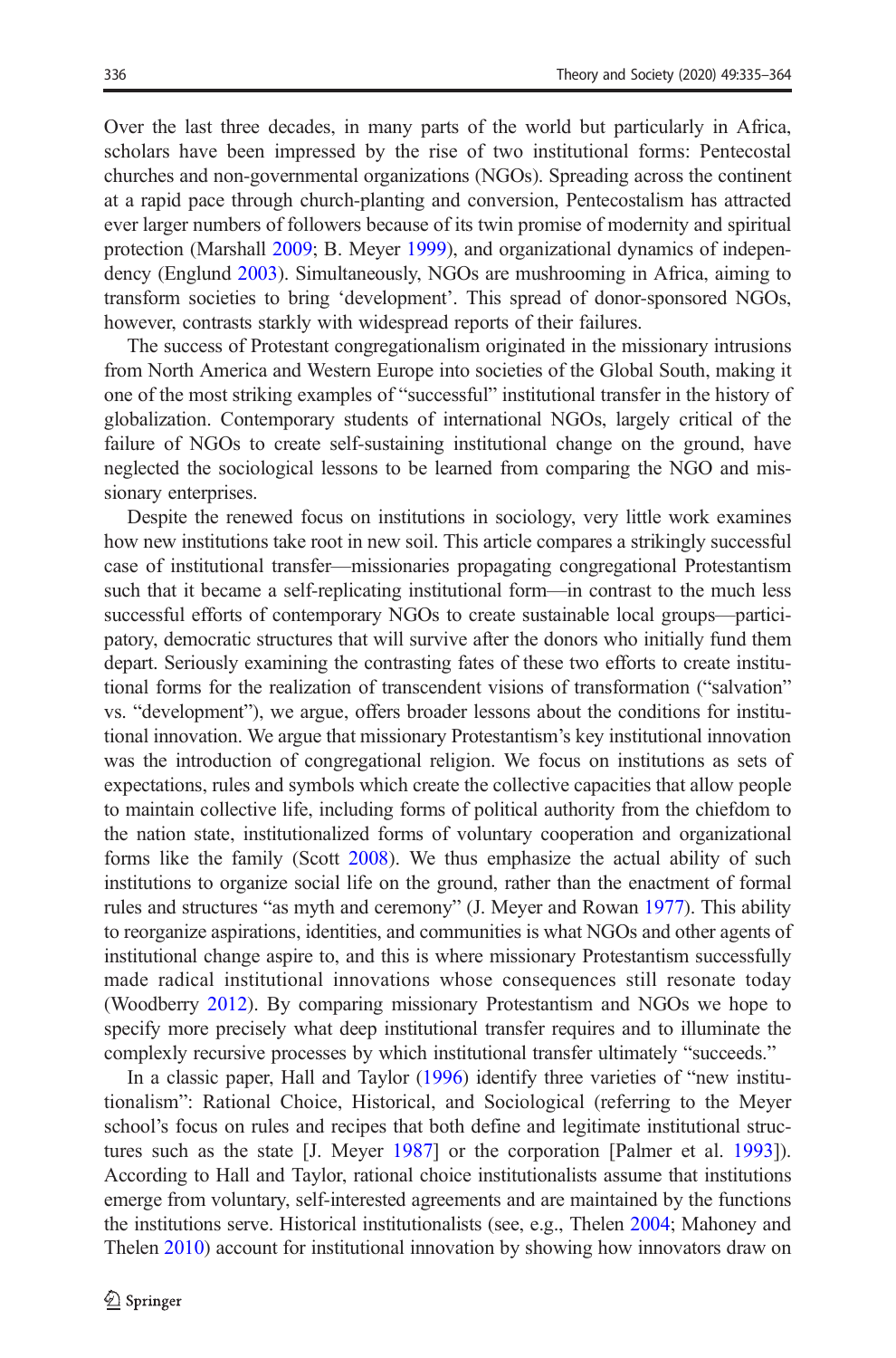Over the last three decades, in many parts of the world but particularly in Africa, scholars have been impressed by the rise of two institutional forms: Pentecostal churches and non-governmental organizations (NGOs). Spreading across the continent at a rapid pace through church-planting and conversion, Pentecostalism has attracted ever larger numbers of followers because of its twin promise of modernity and spiritual protection (Marshall 2009; B. Meyer 1999), and organizational dynamics of independency (Englund 2003). Simultaneously, NGOs are mushrooming in Africa, aiming to transform societies to bring 'development'. This spread of donor-sponsored NGOs, however, contrasts starkly with widespread reports of their failures.

The success of Protestant congregationalism originated in the missionary intrusions from North America and Western Europe into societies of the Global South, making it one of the most striking examples of "successful" institutional transfer in the history of globalization. Contemporary students of international NGOs, largely critical of the failure of NGOs to create self-sustaining institutional change on the ground, have neglected the sociological lessons to be learned from comparing the NGO and missionary enterprises.

Despite the renewed focus on institutions in sociology, very little work examines how new institutions take root in new soil. This article compares a strikingly successful case of institutional transfer—missionaries propagating congregational Protestantism such that it became a self-replicating institutional form—in contrast to the much less successful efforts of contemporary NGOs to create sustainable local groups—participatory, democratic structures that will survive after the donors who initially fund them depart. Seriously examining the contrasting fates of these two efforts to create institutional forms for the realization of transcendent visions of transformation ("salvation" vs. "development"), we argue, offers broader lessons about the conditions for institutional innovation. We argue that missionary Protestantism's key institutional innovation was the introduction of congregational religion. We focus on institutions as sets of expectations, rules and symbols which create the collective capacities that allow people to maintain collective life, including forms of political authority from the chiefdom to the nation state, institutionalized forms of voluntary cooperation and organizational forms like the family (Scott 2008). We thus emphasize the actual ability of such institutions to organize social life on the ground, rather than the enactment of formal rules and structures "as myth and ceremony" (J. Meyer and Rowan 1977). This ability to reorganize aspirations, identities, and communities is what NGOs and other agents of institutional change aspire to, and this is where missionary Protestantism successfully made radical institutional innovations whose consequences still resonate today (Woodberry 2012). By comparing missionary Protestantism and NGOs we hope to specify more precisely what deep institutional transfer requires and to illuminate the complexly recursive processes by which institutional transfer ultimately "succeeds."

In a classic paper, Hall and Taylor (1996) identify three varieties of "new institutionalism": Rational Choice, Historical, and Sociological (referring to the Meyer school's focus on rules and recipes that both define and legitimate institutional structures such as the state [J. Meyer 1987] or the corporation [Palmer et al. 1993]). According to Hall and Taylor, rational choice institutionalists assume that institutions emerge from voluntary, self-interested agreements and are maintained by the functions the institutions serve. Historical institutionalists (see, e.g., Thelen 2004; Mahoney and Thelen 2010) account for institutional innovation by showing how innovators draw on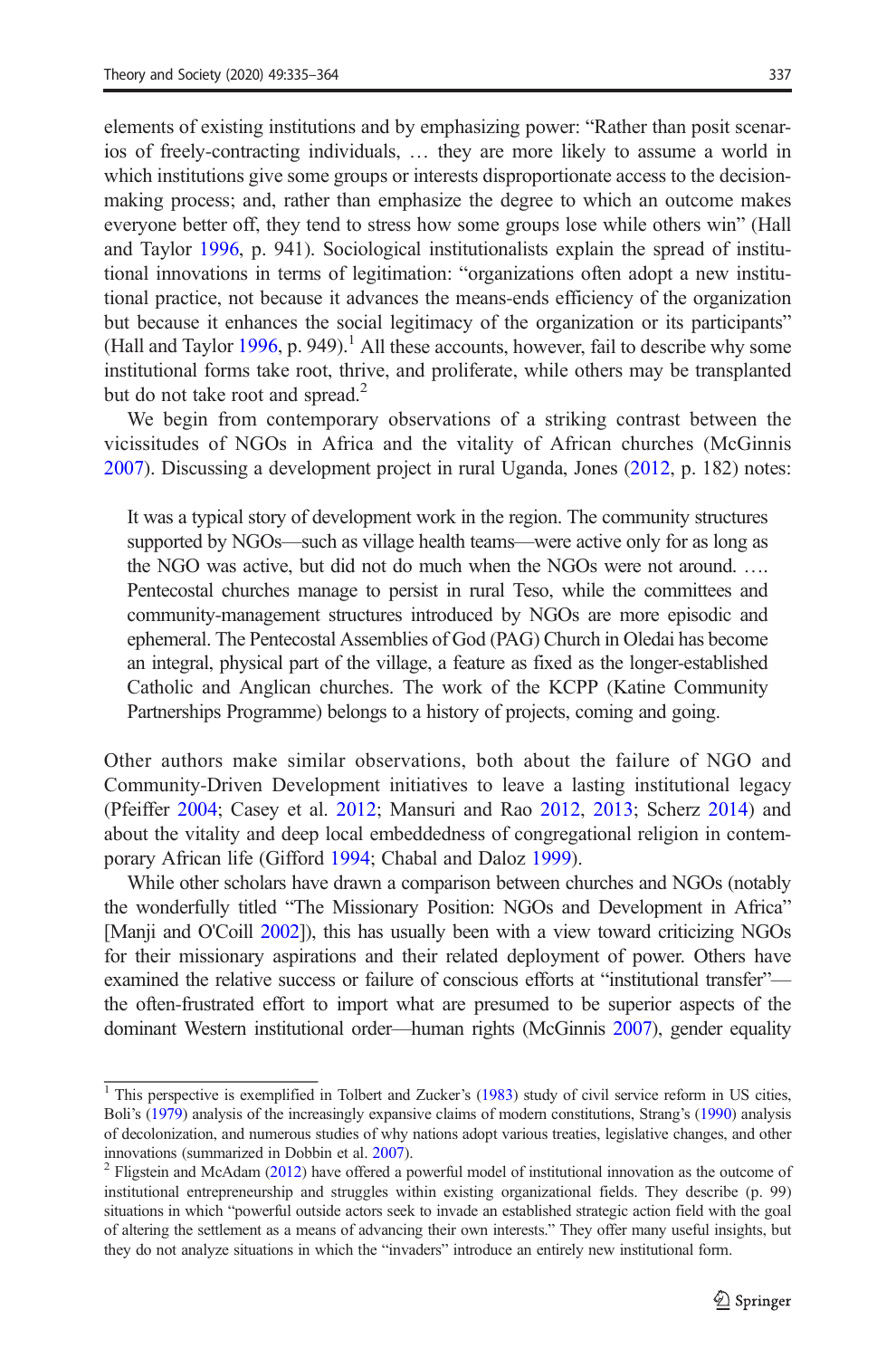elements of existing institutions and by emphasizing power: "Rather than posit scenarios of freely-contracting individuals, … they are more likely to assume a world in which institutions give some groups or interests disproportionate access to the decision-making process; and, rather than emphasize the degree to which an outcome makes everyone better off, they tend to stress how some groups lose while others win" (Hall and Taylor 1996, p. 941). Sociological institutionalists explain the spread of institutional innovations in terms of legitimation: "organizations often adopt a new institutional practice, not because it advances the means-ends efficiency of the organization but because it enhances the social legitimacy of the organization or its participants" (Hall and Taylor 1996, p. 949).[1] All these accounts, however, fail to describe why some institutional forms take root, thrive, and proliferate, while others may be transplanted but do not take root and spread.[2]

We begin from contemporary observations of a striking contrast between the vicissitudes of NGOs in Africa and the vitality of African churches (McGinnis 2007). Discussing a development project in rural Uganda, Jones (2012, p. 182) notes:

> It was a typical story of development work in the region. The community structures supported by NGOs—such as village health teams—were active only for as long as the NGO was active, but did not do much when the NGOs were not around. …. Pentecostal churches manage to persist in rural Teso, while the committees and community-management structures introduced by NGOs are more episodic and ephemeral. The Pentecostal Assemblies of God (PAG) Church in Oledai has become an integral, physical part of the village, a feature as fixed as the longer-established Catholic and Anglican churches. The work of the KCPP (Katine Community Partnerships Programme) belongs to a history of projects, coming and going.

Other authors make similar observations, both about the failure of NGO and Community-Driven Development initiatives to leave a lasting institutional legacy (Pfeiffer 2004; Casey et al. 2012; Mansuri and Rao 2012, 2013; Scherz 2014) and about the vitality and deep local embeddedness of congregational religion in contemporary African life (Gifford 1994; Chabal and Daloz 1999).

While other scholars have drawn a comparison between churches and NGOs (notably the wonderfully titled "The Missionary Position: NGOs and Development in Africa" [Manji and O'Coill 2002]), this has usually been with a view toward criticizing NGOs for their missionary aspirations and their related deployment of power. Others have examined the relative success or failure of conscious efforts at "institutional transfer"—the often-frustrated effort to import what are presumed to be superior aspects of the dominant Western institutional order—human rights (McGinnis 2007), gender equality

---

[1] This perspective is exemplified in Tolbert and Zucker's (1983) study of civil service reform in US cities, Boli's (1979) analysis of the increasingly expansive claims of modern constitutions, Strang's (1990) analysis of decolonization, and numerous studies of why nations adopt various treaties, legislative changes, and other innovations (summarized in Dobbin et al. 2007).

[2] Fligstein and McAdam (2012) have offered a powerful model of institutional innovation as the outcome of institutional entrepreneurship and struggles within existing organizational fields. They describe (p. 99) situations in which "powerful outside actors seek to invade an established strategic action field with the goal of altering the settlement as a means of advancing their own interests." They offer many useful insights, but they do not analyze situations in which the "invaders" introduce an entirely new institutional form.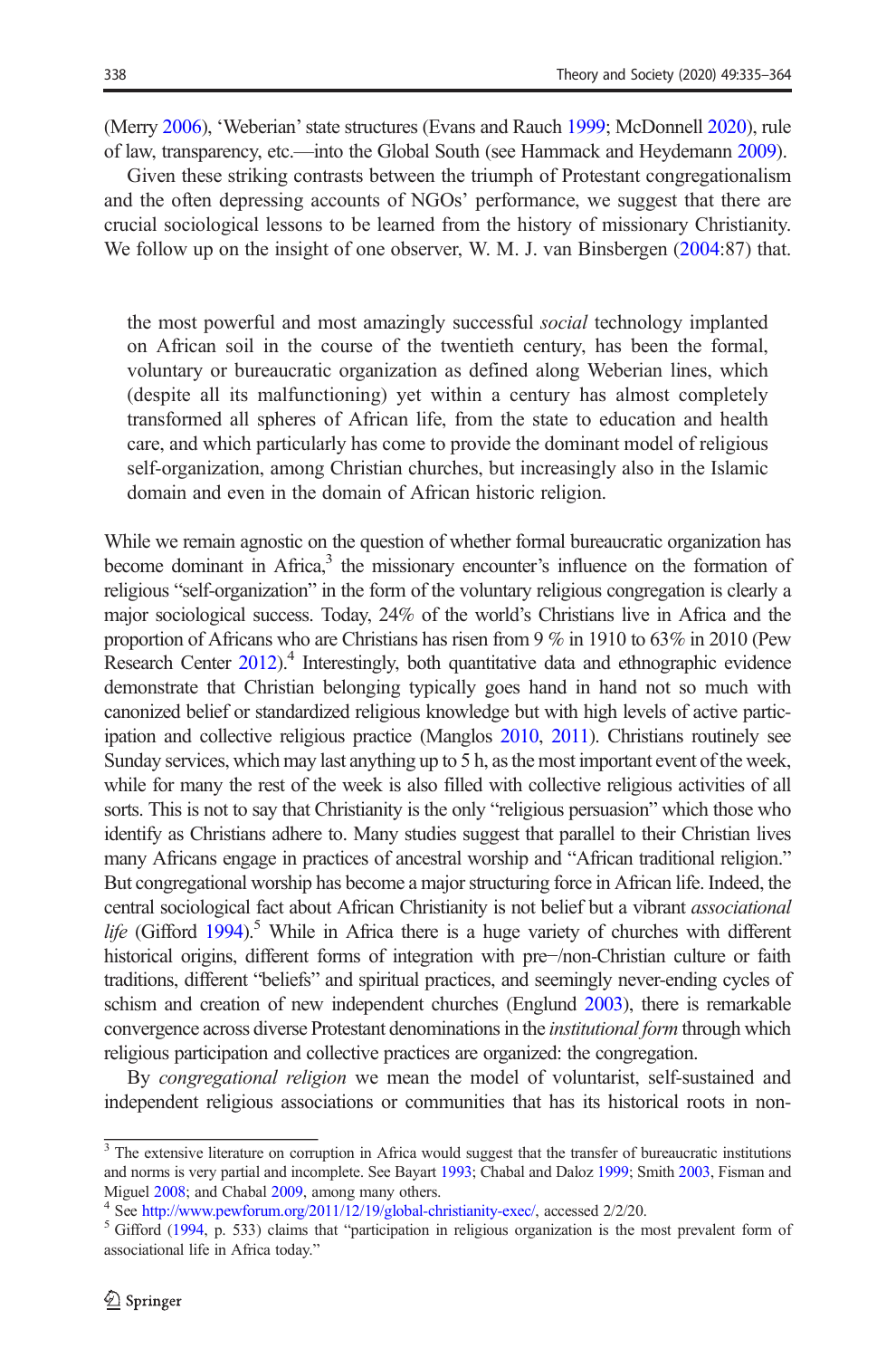(Merry 2006), 'Weberian' state structures (Evans and Rauch 1999; McDonnell 2020), rule of law, transparency, etc.—into the Global South (see Hammack and Heydemann 2009).

Given these striking contrasts between the triumph of Protestant congregationalism and the often depressing accounts of NGOs' performance, we suggest that there are crucial sociological lessons to be learned from the history of missionary Christianity. We follow up on the insight of one observer, W. M. J. van Binsbergen (2004:87) that.

> the most powerful and most amazingly successful *social* technology implanted on African soil in the course of the twentieth century, has been the formal, voluntary or bureaucratic organization as defined along Weberian lines, which (despite all its malfunctioning) yet within a century has almost completely transformed all spheres of African life, from the state to education and health care, and which particularly has come to provide the dominant model of religious self-organization, among Christian churches, but increasingly also in the Islamic domain and even in the domain of African historic religion.

While we remain agnostic on the question of whether formal bureaucratic organization has become dominant in Africa,[3] the missionary encounter's influence on the formation of religious "self-organization" in the form of the voluntary religious congregation is clearly a major sociological success. Today, 24% of the world's Christians live in Africa and the proportion of Africans who are Christians has risen from 9 % in 1910 to 63% in 2010 (Pew Research Center 2012).[4] Interestingly, both quantitative data and ethnographic evidence demonstrate that Christian belonging typically goes hand in hand not so much with canonized belief or standardized religious knowledge but with high levels of active participation and collective religious practice (Manglos 2010, 2011). Christians routinely see Sunday services, which may last anything up to 5 h, as the most important event of the week, while for many the rest of the week is also filled with collective religious activities of all sorts. This is not to say that Christianity is the only "religious persuasion" which those who identify as Christians adhere to. Many studies suggest that parallel to their Christian lives many Africans engage in practices of ancestral worship and "African traditional religion." But congregational worship has become a major structuring force in African life. Indeed, the central sociological fact about African Christianity is not belief but a vibrant *associational life* (Gifford 1994).[5] While in Africa there is a huge variety of churches with different historical origins, different forms of integration with pre−/non-Christian culture or faith traditions, different "beliefs" and spiritual practices, and seemingly never-ending cycles of schism and creation of new independent churches (Englund 2003), there is remarkable convergence across diverse Protestant denominations in the *institutional form* through which religious participation and collective practices are organized: the congregation.

By *congregational religion* we mean the model of voluntarist, self-sustained and independent religious associations or communities that has its historical roots in non-

---

[3] The extensive literature on corruption in Africa would suggest that the transfer of bureaucratic institutions and norms is very partial and incomplete. See Bayart 1993; Chabal and Daloz 1999; Smith 2003, Fisman and Miguel 2008; and Chabal 2009, among many others.

[4] See http://www.pewforum.org/2011/12/19/global-christianity-exec/, accessed 2/2/20.

[5] Gifford (1994, p. 533) claims that "participation in religious organization is the most prevalent form of associational life in Africa today."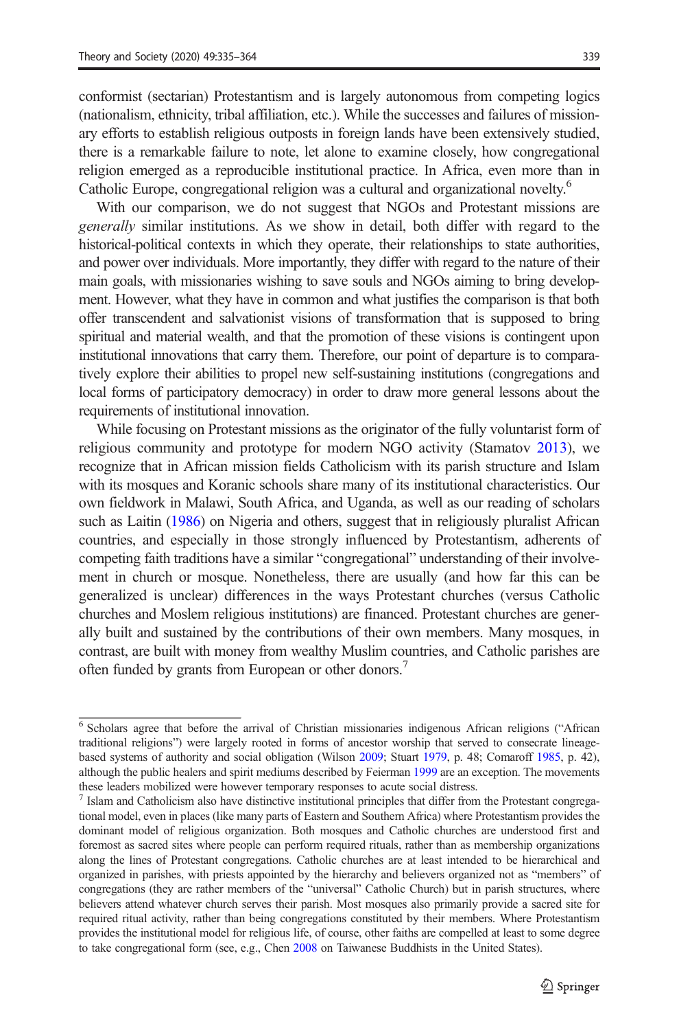conformist (sectarian) Protestantism and is largely autonomous from competing logics (nationalism, ethnicity, tribal affiliation, etc.). While the successes and failures of missionary efforts to establish religious outposts in foreign lands have been extensively studied, there is a remarkable failure to note, let alone to examine closely, how congregational religion emerged as a reproducible institutional practice. In Africa, even more than in Catholic Europe, congregational religion was a cultural and organizational novelty.[6]

With our comparison, we do not suggest that NGOs and Protestant missions are *generally* similar institutions. As we show in detail, both differ with regard to the historical-political contexts in which they operate, their relationships to state authorities, and power over individuals. More importantly, they differ with regard to the nature of their main goals, with missionaries wishing to save souls and NGOs aiming to bring development. However, what they have in common and what justifies the comparison is that both offer transcendent and salvationist visions of transformation that is supposed to bring spiritual and material wealth, and that the promotion of these visions is contingent upon institutional innovations that carry them. Therefore, our point of departure is to comparatively explore their abilities to propel new self-sustaining institutions (congregations and local forms of participatory democracy) in order to draw more general lessons about the requirements of institutional innovation.

While focusing on Protestant missions as the originator of the fully voluntarist form of religious community and prototype for modern NGO activity (Stamatov 2013), we recognize that in African mission fields Catholicism with its parish structure and Islam with its mosques and Koranic schools share many of its institutional characteristics. Our own fieldwork in Malawi, South Africa, and Uganda, as well as our reading of scholars such as Laitin (1986) on Nigeria and others, suggest that in religiously pluralist African countries, and especially in those strongly influenced by Protestantism, adherents of competing faith traditions have a similar "congregational" understanding of their involvement in church or mosque. Nonetheless, there are usually (and how far this can be generalized is unclear) differences in the ways Protestant churches (versus Catholic churches and Moslem religious institutions) are financed. Protestant churches are generally built and sustained by the contributions of their own members. Many mosques, in contrast, are built with money from wealthy Muslim countries, and Catholic parishes are often funded by grants from European or other donors.[7]

---

[6] Scholars agree that before the arrival of Christian missionaries indigenous African religions ("African traditional religions") were largely rooted in forms of ancestor worship that served to consecrate lineage-based systems of authority and social obligation (Wilson 2009; Stuart 1979, p. 48; Comaroff 1985, p. 42), although the public healers and spirit mediums described by Feierman 1999 are an exception. The movements these leaders mobilized were however temporary responses to acute social distress.

[7] Islam and Catholicism also have distinctive institutional principles that differ from the Protestant congregational model, even in places (like many parts of Eastern and Southern Africa) where Protestantism provides the dominant model of religious organization. Both mosques and Catholic churches are understood first and foremost as sacred sites where people can perform required rituals, rather than as membership organizations along the lines of Protestant congregations. Catholic churches are at least intended to be hierarchical and organized in parishes, with priests appointed by the hierarchy and believers organized not as "members" of congregations (they are rather members of the "universal" Catholic Church) but in parish structures, where believers attend whatever church serves their parish. Most mosques also primarily provide a sacred site for required ritual activity, rather than being congregations constituted by their members. Where Protestantism provides the institutional model for religious life, of course, other faiths are compelled at least to some degree to take congregational form (see, e.g., Chen 2008 on Taiwanese Buddhists in the United States).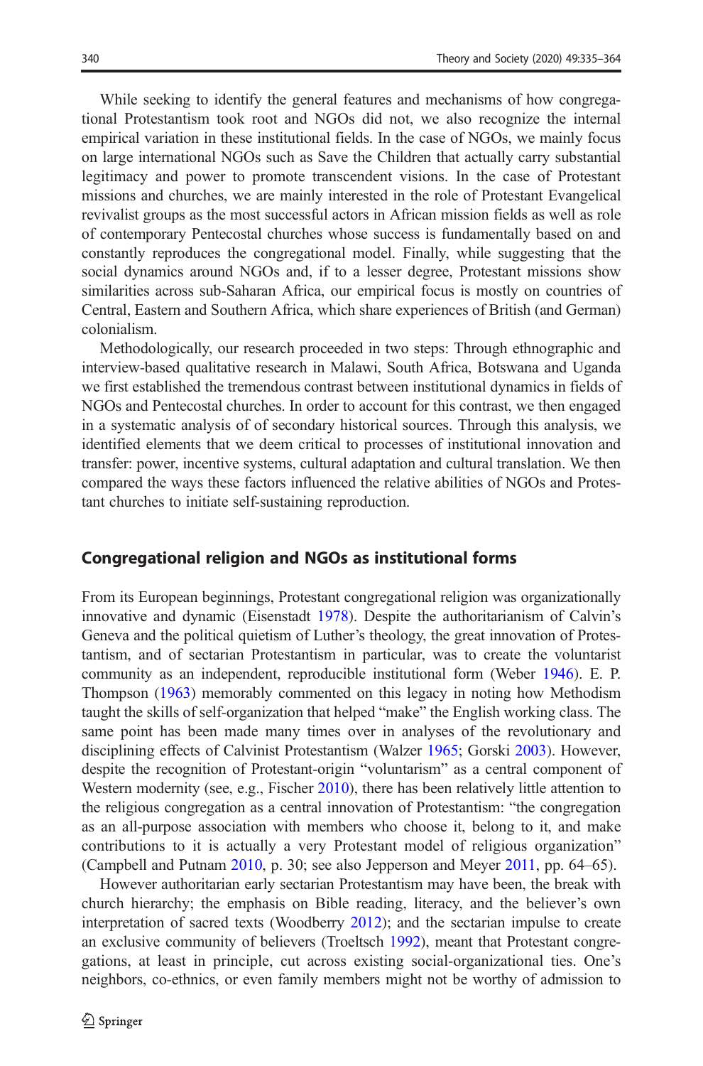While seeking to identify the general features and mechanisms of how congregational Protestantism took root and NGOs did not, we also recognize the internal empirical variation in these institutional fields. In the case of NGOs, we mainly focus on large international NGOs such as Save the Children that actually carry substantial legitimacy and power to promote transcendent visions. In the case of Protestant missions and churches, we are mainly interested in the role of Protestant Evangelical revivalist groups as the most successful actors in African mission fields as well as role of contemporary Pentecostal churches whose success is fundamentally based on and constantly reproduces the congregational model. Finally, while suggesting that the social dynamics around NGOs and, if to a lesser degree, Protestant missions show similarities across sub-Saharan Africa, our empirical focus is mostly on countries of Central, Eastern and Southern Africa, which share experiences of British (and German) colonialism.

Methodologically, our research proceeded in two steps: Through ethnographic and interview-based qualitative research in Malawi, South Africa, Botswana and Uganda we first established the tremendous contrast between institutional dynamics in fields of NGOs and Pentecostal churches. In order to account for this contrast, we then engaged in a systematic analysis of of secondary historical sources. Through this analysis, we identified elements that we deem critical to processes of institutional innovation and transfer: power, incentive systems, cultural adaptation and cultural translation. We then compared the ways these factors influenced the relative abilities of NGOs and Protestant churches to initiate self-sustaining reproduction.

## Congregational religion and NGOs as institutional forms

From its European beginnings, Protestant congregational religion was organizationally innovative and dynamic (Eisenstadt 1978). Despite the authoritarianism of Calvin's Geneva and the political quietism of Luther's theology, the great innovation of Protestantism, and of sectarian Protestantism in particular, was to create the voluntarist community as an independent, reproducible institutional form (Weber 1946). E. P. Thompson (1963) memorably commented on this legacy in noting how Methodism taught the skills of self-organization that helped "make" the English working class. The same point has been made many times over in analyses of the revolutionary and disciplining effects of Calvinist Protestantism (Walzer 1965; Gorski 2003). However, despite the recognition of Protestant-origin "voluntarism" as a central component of Western modernity (see, e.g., Fischer 2010), there has been relatively little attention to the religious congregation as a central innovation of Protestantism: "the congregation as an all-purpose association with members who choose it, belong to it, and make contributions to it is actually a very Protestant model of religious organization" (Campbell and Putnam 2010, p. 30; see also Jepperson and Meyer 2011, pp. 64–65).

However authoritarian early sectarian Protestantism may have been, the break with church hierarchy; the emphasis on Bible reading, literacy, and the believer's own interpretation of sacred texts (Woodberry 2012); and the sectarian impulse to create an exclusive community of believers (Troeltsch 1992), meant that Protestant congregations, at least in principle, cut across existing social-organizational ties. One's neighbors, co-ethnics, or even family members might not be worthy of admission to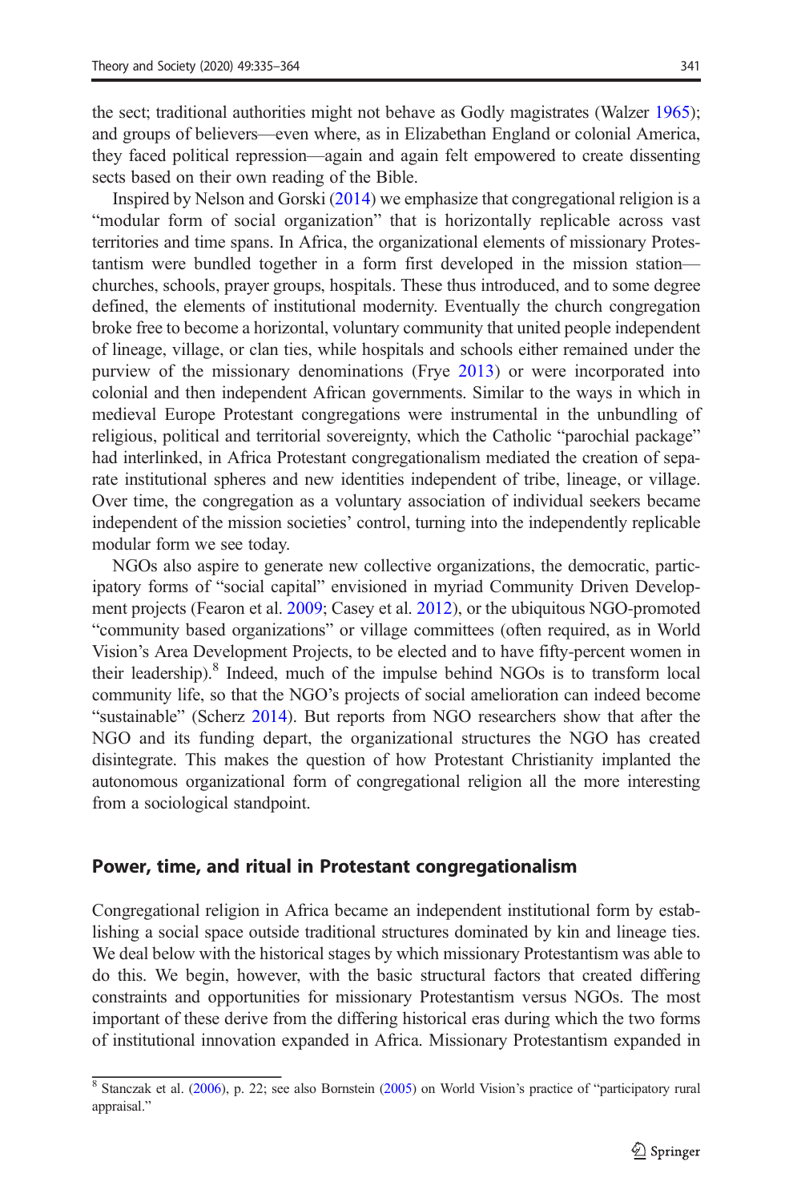the sect; traditional authorities might not behave as Godly magistrates (Walzer 1965); and groups of believers—even where, as in Elizabethan England or colonial America, they faced political repression—again and again felt empowered to create dissenting sects based on their own reading of the Bible.

Inspired by Nelson and Gorski (2014) we emphasize that congregational religion is a "modular form of social organization" that is horizontally replicable across vast territories and time spans. In Africa, the organizational elements of missionary Protestantism were bundled together in a form first developed in the mission station—churches, schools, prayer groups, hospitals. These thus introduced, and to some degree defined, the elements of institutional modernity. Eventually the church congregation broke free to become a horizontal, voluntary community that united people independent of lineage, village, or clan ties, while hospitals and schools either remained under the purview of the missionary denominations (Frye 2013) or were incorporated into colonial and then independent African governments. Similar to the ways in which in medieval Europe Protestant congregations were instrumental in the unbundling of religious, political and territorial sovereignty, which the Catholic "parochial package" had interlinked, in Africa Protestant congregationalism mediated the creation of separate institutional spheres and new identities independent of tribe, lineage, or village. Over time, the congregation as a voluntary association of individual seekers became independent of the mission societies' control, turning into the independently replicable modular form we see today.

NGOs also aspire to generate new collective organizations, the democratic, participatory forms of "social capital" envisioned in myriad Community Driven Development projects (Fearon et al. 2009; Casey et al. 2012), or the ubiquitous NGO-promoted "community based organizations" or village committees (often required, as in World Vision's Area Development Projects, to be elected and to have fifty-percent women in their leadership).[8] Indeed, much of the impulse behind NGOs is to transform local community life, so that the NGO's projects of social amelioration can indeed become "sustainable" (Scherz 2014). But reports from NGO researchers show that after the NGO and its funding depart, the organizational structures the NGO has created disintegrate. This makes the question of how Protestant Christianity implanted the autonomous organizational form of congregational religion all the more interesting from a sociological standpoint.

## Power, time, and ritual in Protestant congregationalism

Congregational religion in Africa became an independent institutional form by establishing a social space outside traditional structures dominated by kin and lineage ties. We deal below with the historical stages by which missionary Protestantism was able to do this. We begin, however, with the basic structural factors that created differing constraints and opportunities for missionary Protestantism versus NGOs. The most important of these derive from the differing historical eras during which the two forms of institutional innovation expanded in Africa. Missionary Protestantism expanded in

[8] Stanczak et al. (2006), p. 22; see also Bornstein (2005) on World Vision's practice of "participatory rural appraisal."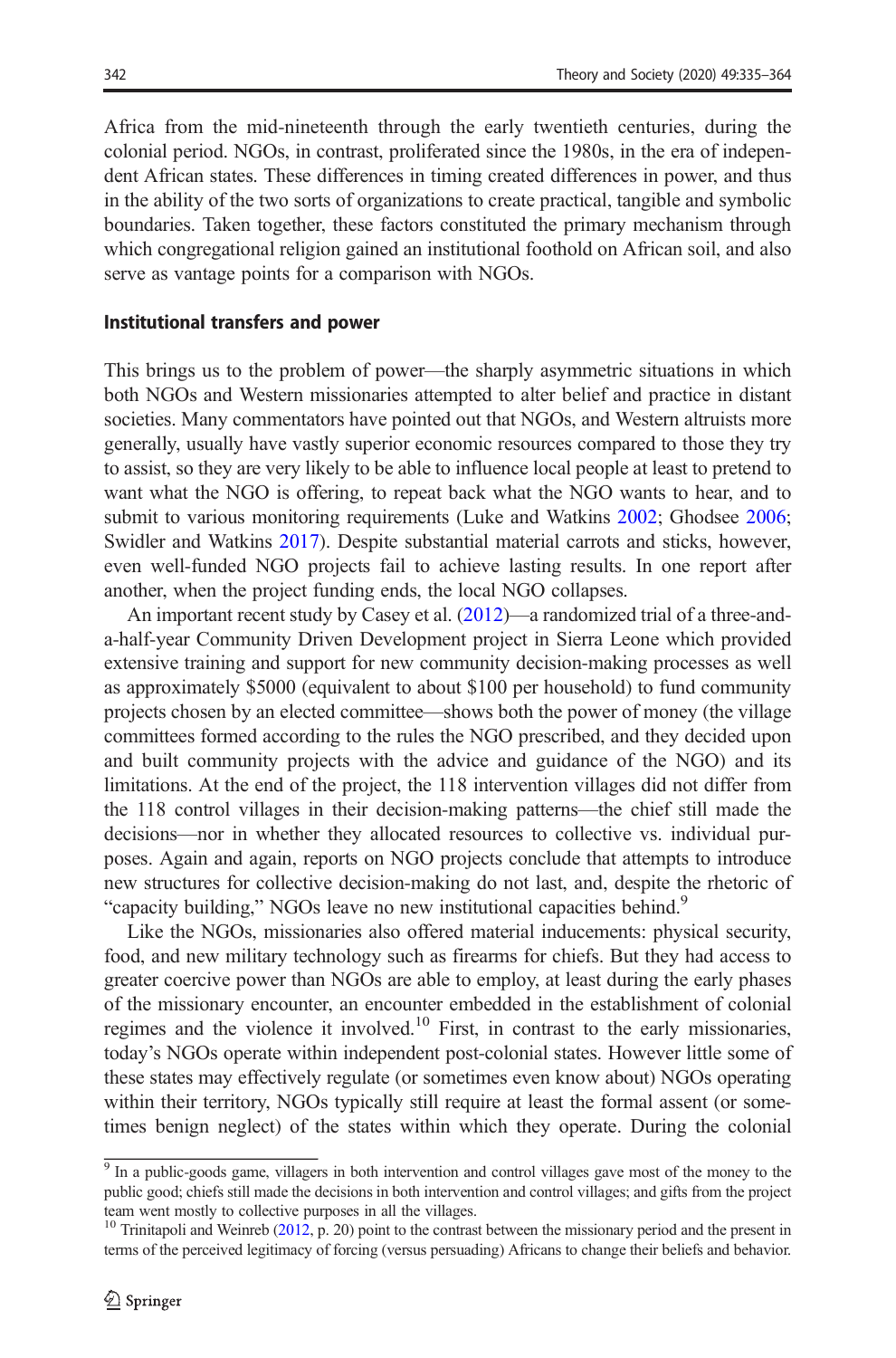Africa from the mid-nineteenth through the early twentieth centuries, during the colonial period. NGOs, in contrast, proliferated since the 1980s, in the era of independent African states. These differences in timing created differences in power, and thus in the ability of the two sorts of organizations to create practical, tangible and symbolic boundaries. Taken together, these factors constituted the primary mechanism through which congregational religion gained an institutional foothold on African soil, and also serve as vantage points for a comparison with NGOs.

### Institutional transfers and power

This brings us to the problem of power—the sharply asymmetric situations in which both NGOs and Western missionaries attempted to alter belief and practice in distant societies. Many commentators have pointed out that NGOs, and Western altruists more generally, usually have vastly superior economic resources compared to those they try to assist, so they are very likely to be able to influence local people at least to pretend to want what the NGO is offering, to repeat back what the NGO wants to hear, and to submit to various monitoring requirements (Luke and Watkins 2002; Ghodsee 2006; Swidler and Watkins 2017). Despite substantial material carrots and sticks, however, even well-funded NGO projects fail to achieve lasting results. In one report after another, when the project funding ends, the local NGO collapses.

An important recent study by Casey et al. (2012)—a randomized trial of a three-and-a-half-year Community Driven Development project in Sierra Leone which provided extensive training and support for new community decision-making processes as well as approximately $5000 (equivalent to about $100 per household) to fund community projects chosen by an elected committee—shows both the power of money (the village committees formed according to the rules the NGO prescribed, and they decided upon and built community projects with the advice and guidance of the NGO) and its limitations. At the end of the project, the 118 intervention villages did not differ from the 118 control villages in their decision-making patterns—the chief still made the decisions—nor in whether they allocated resources to collective vs. individual purposes. Again and again, reports on NGO projects conclude that attempts to introduce new structures for collective decision-making do not last, and, despite the rhetoric of "capacity building," NGOs leave no new institutional capacities behind.[9]

Like the NGOs, missionaries also offered material inducements: physical security, food, and new military technology such as firearms for chiefs. But they had access to greater coercive power than NGOs are able to employ, at least during the early phases of the missionary encounter, an encounter embedded in the establishment of colonial regimes and the violence it involved.[10] First, in contrast to the early missionaries, today's NGOs operate within independent post-colonial states. However little some of these states may effectively regulate (or sometimes even know about) NGOs operating within their territory, NGOs typically still require at least the formal assent (or sometimes benign neglect) of the states within which they operate. During the colonial

[9] In a public-goods game, villagers in both intervention and control villages gave most of the money to the public good; chiefs still made the decisions in both intervention and control villages; and gifts from the project team went mostly to collective purposes in all the villages.

[10] Trinitapoli and Weinreb (2012, p. 20) point to the contrast between the missionary period and the present in terms of the perceived legitimacy of forcing (versus persuading) Africans to change their beliefs and behavior.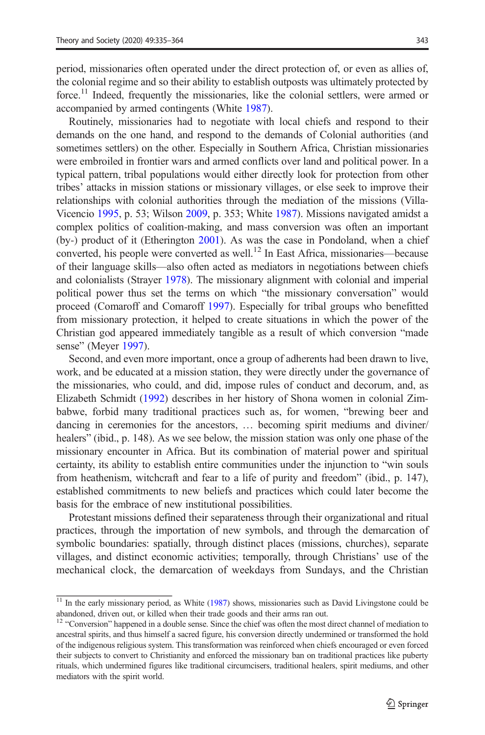period, missionaries often operated under the direct protection of, or even as allies of, the colonial regime and so their ability to establish outposts was ultimately protected by force.[11] Indeed, frequently the missionaries, like the colonial settlers, were armed or accompanied by armed contingents (White 1987).

Routinely, missionaries had to negotiate with local chiefs and respond to their demands on the one hand, and respond to the demands of Colonial authorities (and sometimes settlers) on the other. Especially in Southern Africa, Christian missionaries were embroiled in frontier wars and armed conflicts over land and political power. In a typical pattern, tribal populations would either directly look for protection from other tribes' attacks in mission stations or missionary villages, or else seek to improve their relationships with colonial authorities through the mediation of the missions (Villa-Vicencio 1995, p. 53; Wilson 2009, p. 353; White 1987). Missions navigated amidst a complex politics of coalition-making, and mass conversion was often an important (by-) product of it (Etherington 2001). As was the case in Pondoland, when a chief converted, his people were converted as well.[12] In East Africa, missionaries—because of their language skills—also often acted as mediators in negotiations between chiefs and colonialists (Strayer 1978). The missionary alignment with colonial and imperial political power thus set the terms on which "the missionary conversation" would proceed (Comaroff and Comaroff 1997). Especially for tribal groups who benefitted from missionary protection, it helped to create situations in which the power of the Christian god appeared immediately tangible as a result of which conversion "made sense" (Meyer 1997).

Second, and even more important, once a group of adherents had been drawn to live, work, and be educated at a mission station, they were directly under the governance of the missionaries, who could, and did, impose rules of conduct and decorum, and, as Elizabeth Schmidt (1992) describes in her history of Shona women in colonial Zimbabwe, forbid many traditional practices such as, for women, "brewing beer and dancing in ceremonies for the ancestors, … becoming spirit mediums and diviner/healers" (ibid., p. 148). As we see below, the mission station was only one phase of the missionary encounter in Africa. But its combination of material power and spiritual certainty, its ability to establish entire communities under the injunction to "win souls from heathenism, witchcraft and fear to a life of purity and freedom" (ibid., p. 147), established commitments to new beliefs and practices which could later become the basis for the embrace of new institutional possibilities.

Protestant missions defined their separateness through their organizational and ritual practices, through the importation of new symbols, and through the demarcation of symbolic boundaries: spatially, through distinct places (missions, churches), separate villages, and distinct economic activities; temporally, through Christians' use of the mechanical clock, the demarcation of weekdays from Sundays, and the Christian

---

[11] In the early missionary period, as White (1987) shows, missionaries such as David Livingstone could be abandoned, driven out, or killed when their trade goods and their arms ran out.

[12] "Conversion" happened in a double sense. Since the chief was often the most direct channel of mediation to ancestral spirits, and thus himself a sacred figure, his conversion directly undermined or transformed the hold of the indigenous religious system. This transformation was reinforced when chiefs encouraged or even forced their subjects to convert to Christianity and enforced the missionary ban on traditional practices like puberty rituals, which undermined figures like traditional circumcisers, traditional healers, spirit mediums, and other mediators with the spirit world.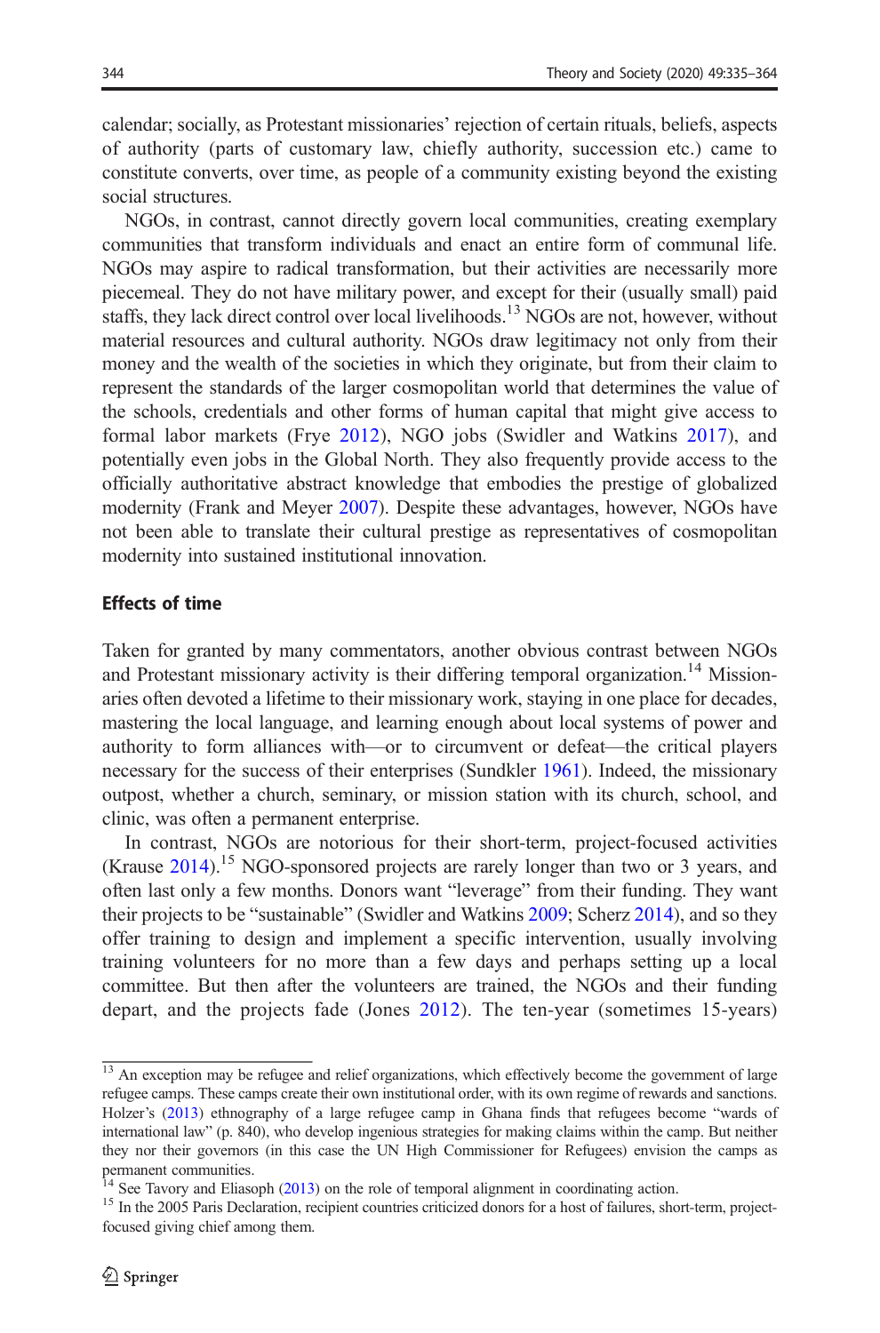calendar; socially, as Protestant missionaries' rejection of certain rituals, beliefs, aspects of authority (parts of customary law, chiefly authority, succession etc.) came to constitute converts, over time, as people of a community existing beyond the existing social structures.

NGOs, in contrast, cannot directly govern local communities, creating exemplary communities that transform individuals and enact an entire form of communal life. NGOs may aspire to radical transformation, but their activities are necessarily more piecemeal. They do not have military power, and except for their (usually small) paid staffs, they lack direct control over local livelihoods.[13] NGOs are not, however, without material resources and cultural authority. NGOs draw legitimacy not only from their money and the wealth of the societies in which they originate, but from their claim to represent the standards of the larger cosmopolitan world that determines the value of the schools, credentials and other forms of human capital that might give access to formal labor markets (Frye 2012), NGO jobs (Swidler and Watkins 2017), and potentially even jobs in the Global North. They also frequently provide access to the officially authoritative abstract knowledge that embodies the prestige of globalized modernity (Frank and Meyer 2007). Despite these advantages, however, NGOs have not been able to translate their cultural prestige as representatives of cosmopolitan modernity into sustained institutional innovation.

### Effects of time

Taken for granted by many commentators, another obvious contrast between NGOs and Protestant missionary activity is their differing temporal organization.[14] Missionaries often devoted a lifetime to their missionary work, staying in one place for decades, mastering the local language, and learning enough about local systems of power and authority to form alliances with—or to circumvent or defeat—the critical players necessary for the success of their enterprises (Sundkler 1961). Indeed, the missionary outpost, whether a church, seminary, or mission station with its church, school, and clinic, was often a permanent enterprise.

In contrast, NGOs are notorious for their short-term, project-focused activities (Krause 2014).[15] NGO-sponsored projects are rarely longer than two or 3 years, and often last only a few months. Donors want "leverage" from their funding. They want their projects to be "sustainable" (Swidler and Watkins 2009; Scherz 2014), and so they offer training to design and implement a specific intervention, usually involving training volunteers for no more than a few days and perhaps setting up a local committee. But then after the volunteers are trained, the NGOs and their funding depart, and the projects fade (Jones 2012). The ten-year (sometimes 15-years)

[13] An exception may be refugee and relief organizations, which effectively become the government of large refugee camps. These camps create their own institutional order, with its own regime of rewards and sanctions. Holzer's (2013) ethnography of a large refugee camp in Ghana finds that refugees become "wards of international law" (p. 840), who develop ingenious strategies for making claims within the camp. But neither they nor their governors (in this case the UN High Commissioner for Refugees) envision the camps as permanent communities.

[14] See Tavory and Eliasoph (2013) on the role of temporal alignment in coordinating action.

[15] In the 2005 Paris Declaration, recipient countries criticized donors for a host of failures, short-term, project-focused giving chief among them.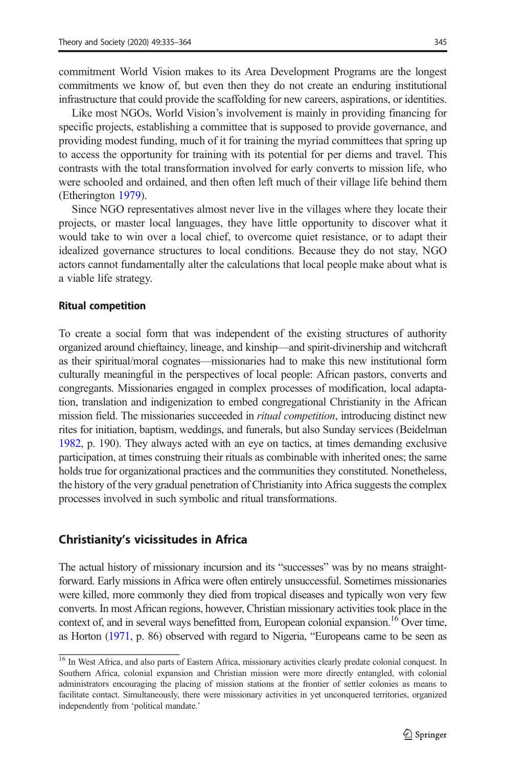commitment World Vision makes to its Area Development Programs are the longest commitments we know of, but even then they do not create an enduring institutional infrastructure that could provide the scaffolding for new careers, aspirations, or identities.

Like most NGOs, World Vision's involvement is mainly in providing financing for specific projects, establishing a committee that is supposed to provide governance, and providing modest funding, much of it for training the myriad committees that spring up to access the opportunity for training with its potential for per diems and travel. This contrasts with the total transformation involved for early converts to mission life, who were schooled and ordained, and then often left much of their village life behind them (Etherington 1979).

Since NGO representatives almost never live in the villages where they locate their projects, or master local languages, they have little opportunity to discover what it would take to win over a local chief, to overcome quiet resistance, or to adapt their idealized governance structures to local conditions. Because they do not stay, NGO actors cannot fundamentally alter the calculations that local people make about what is a viable life strategy.

#### Ritual competition

To create a social form that was independent of the existing structures of authority organized around chieftaincy, lineage, and kinship—and spirit-divinership and witchcraft as their spiritual/moral cognates—missionaries had to make this new institutional form culturally meaningful in the perspectives of local people: African pastors, converts and congregants. Missionaries engaged in complex processes of modification, local adaptation, translation and indigenization to embed congregational Christianity in the African mission field. The missionaries succeeded in *ritual competition*, introducing distinct new rites for initiation, baptism, weddings, and funerals, but also Sunday services (Beidelman 1982, p. 190). They always acted with an eye on tactics, at times demanding exclusive participation, at times construing their rituals as combinable with inherited ones; the same holds true for organizational practices and the communities they constituted. Nonetheless, the history of the very gradual penetration of Christianity into Africa suggests the complex processes involved in such symbolic and ritual transformations.

## Christianity's vicissitudes in Africa

The actual history of missionary incursion and its "successes" was by no means straightforward. Early missions in Africa were often entirely unsuccessful. Sometimes missionaries were killed, more commonly they died from tropical diseases and typically won very few converts. In most African regions, however, Christian missionary activities took place in the context of, and in several ways benefitted from, European colonial expansion.[16] Over time, as Horton (1971, p. 86) observed with regard to Nigeria, "Europeans came to be seen as

[16] In West Africa, and also parts of Eastern Africa, missionary activities clearly predate colonial conquest. In Southern Africa, colonial expansion and Christian mission were more directly entangled, with colonial administrators encouraging the placing of mission stations at the frontier of settler colonies as means to facilitate contact. Simultaneously, there were missionary activities in yet unconquered territories, organized independently from 'political mandate.'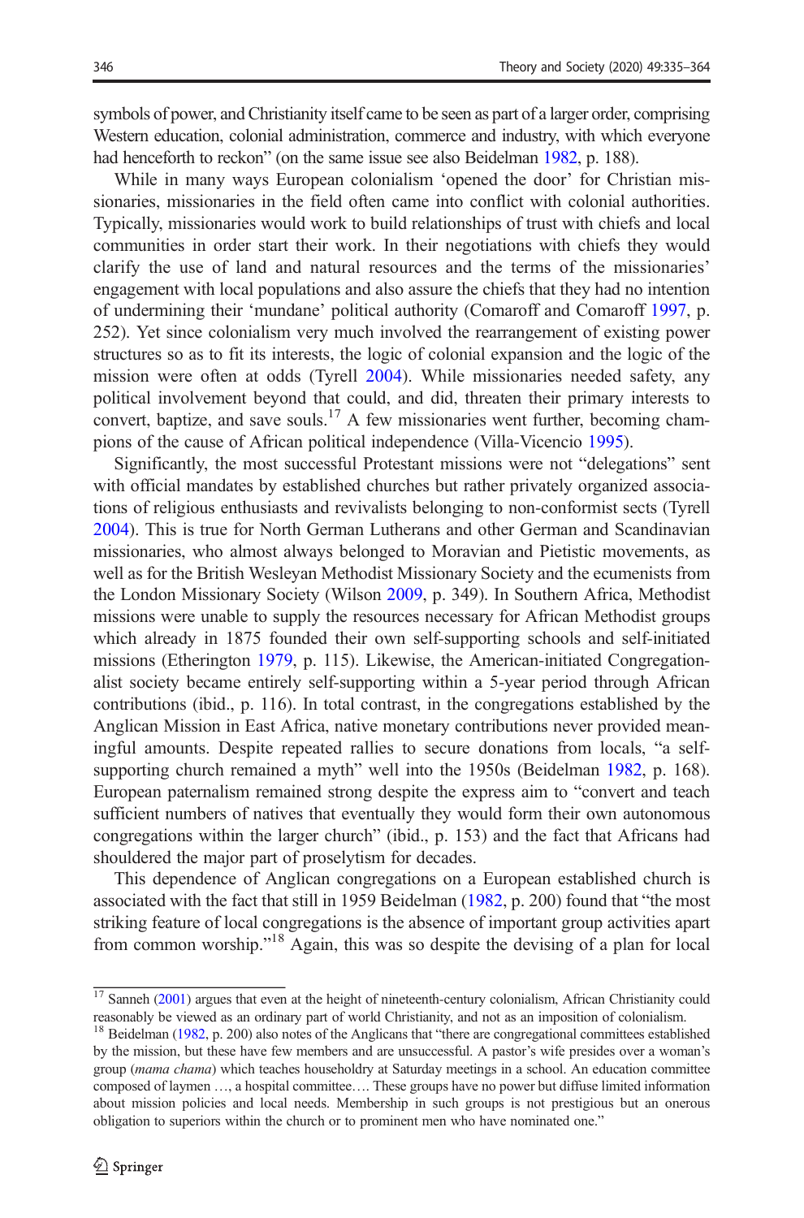symbols of power, and Christianity itself came to be seen as part of a larger order, comprising Western education, colonial administration, commerce and industry, with which everyone had henceforth to reckon" (on the same issue see also Beidelman 1982, p. 188).

While in many ways European colonialism 'opened the door' for Christian missionaries, missionaries in the field often came into conflict with colonial authorities. Typically, missionaries would work to build relationships of trust with chiefs and local communities in order start their work. In their negotiations with chiefs they would clarify the use of land and natural resources and the terms of the missionaries' engagement with local populations and also assure the chiefs that they had no intention of undermining their 'mundane' political authority (Comaroff and Comaroff 1997, p. 252). Yet since colonialism very much involved the rearrangement of existing power structures so as to fit its interests, the logic of colonial expansion and the logic of the mission were often at odds (Tyrell 2004). While missionaries needed safety, any political involvement beyond that could, and did, threaten their primary interests to convert, baptize, and save souls.[17] A few missionaries went further, becoming champions of the cause of African political independence (Villa-Vicencio 1995).

Significantly, the most successful Protestant missions were not "delegations" sent with official mandates by established churches but rather privately organized associations of religious enthusiasts and revivalists belonging to non-conformist sects (Tyrell 2004). This is true for North German Lutherans and other German and Scandinavian missionaries, who almost always belonged to Moravian and Pietistic movements, as well as for the British Wesleyan Methodist Missionary Society and the ecumenists from the London Missionary Society (Wilson 2009, p. 349). In Southern Africa, Methodist missions were unable to supply the resources necessary for African Methodist groups which already in 1875 founded their own self-supporting schools and self-initiated missions (Etherington 1979, p. 115). Likewise, the American-initiated Congregationalist society became entirely self-supporting within a 5-year period through African contributions (ibid., p. 116). In total contrast, in the congregations established by the Anglican Mission in East Africa, native monetary contributions never provided meaningful amounts. Despite repeated rallies to secure donations from locals, "a self-supporting church remained a myth" well into the 1950s (Beidelman 1982, p. 168). European paternalism remained strong despite the express aim to "convert and teach sufficient numbers of natives that eventually they would form their own autonomous congregations within the larger church" (ibid., p. 153) and the fact that Africans had shouldered the major part of proselytism for decades.

This dependence of Anglican congregations on a European established church is associated with the fact that still in 1959 Beidelman (1982, p. 200) found that "the most striking feature of local congregations is the absence of important group activities apart from common worship."[18] Again, this was so despite the devising of a plan for local

---

[17] Sanneh (2001) argues that even at the height of nineteenth-century colonialism, African Christianity could reasonably be viewed as an ordinary part of world Christianity, and not as an imposition of colonialism.

[18] Beidelman (1982, p. 200) also notes of the Anglicans that "there are congregational committees established by the mission, but these have few members and are unsuccessful. A pastor's wife presides over a woman's group (*mama chama*) which teaches householdry at Saturday meetings in a school. An education committee composed of laymen …, a hospital committee…. These groups have no power but diffuse limited information about mission policies and local needs. Membership in such groups is not prestigious but an onerous obligation to superiors within the church or to prominent men who have nominated one."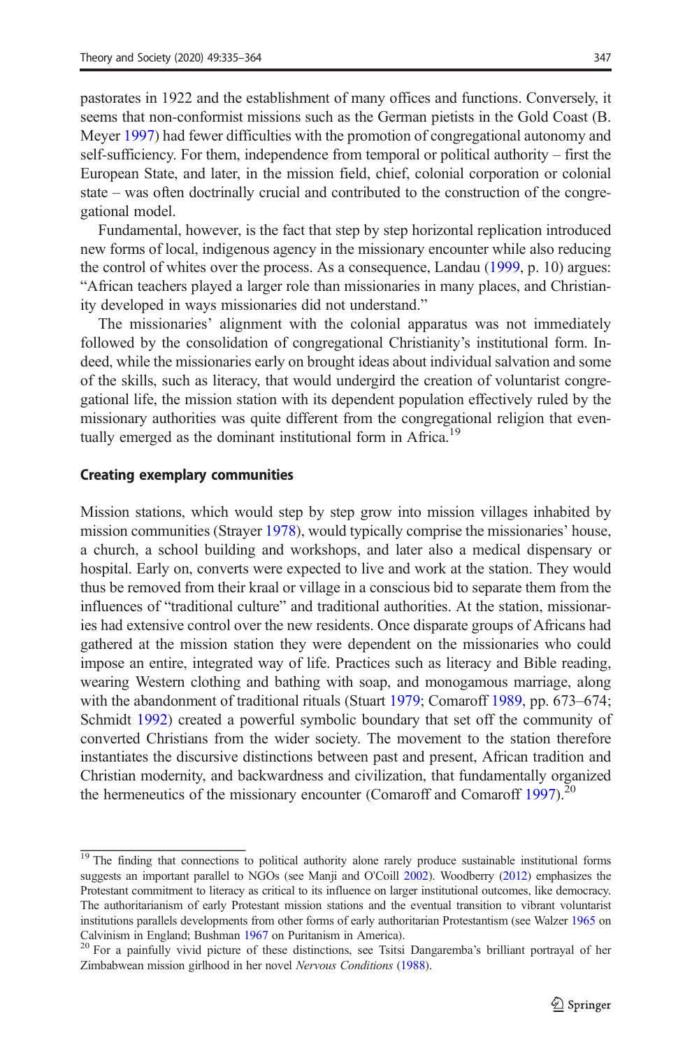pastorates in 1922 and the establishment of many offices and functions. Conversely, it seems that non-conformist missions such as the German pietists in the Gold Coast (B. Meyer 1997) had fewer difficulties with the promotion of congregational autonomy and self-sufficiency. For them, independence from temporal or political authority – first the European State, and later, in the mission field, chief, colonial corporation or colonial state – was often doctrinally crucial and contributed to the construction of the congregational model.

Fundamental, however, is the fact that step by step horizontal replication introduced new forms of local, indigenous agency in the missionary encounter while also reducing the control of whites over the process. As a consequence, Landau (1999, p. 10) argues: "African teachers played a larger role than missionaries in many places, and Christianity developed in ways missionaries did not understand."

The missionaries' alignment with the colonial apparatus was not immediately followed by the consolidation of congregational Christianity's institutional form. Indeed, while the missionaries early on brought ideas about individual salvation and some of the skills, such as literacy, that would undergird the creation of voluntarist congregational life, the mission station with its dependent population effectively ruled by the missionary authorities was quite different from the congregational religion that eventually emerged as the dominant institutional form in Africa.[19]

### Creating exemplary communities

Mission stations, which would step by step grow into mission villages inhabited by mission communities (Strayer 1978), would typically comprise the missionaries' house, a church, a school building and workshops, and later also a medical dispensary or hospital. Early on, converts were expected to live and work at the station. They would thus be removed from their kraal or village in a conscious bid to separate them from the influences of "traditional culture" and traditional authorities. At the station, missionaries had extensive control over the new residents. Once disparate groups of Africans had gathered at the mission station they were dependent on the missionaries who could impose an entire, integrated way of life. Practices such as literacy and Bible reading, wearing Western clothing and bathing with soap, and monogamous marriage, along with the abandonment of traditional rituals (Stuart 1979; Comaroff 1989, pp. 673–674; Schmidt 1992) created a powerful symbolic boundary that set off the community of converted Christians from the wider society. The movement to the station therefore instantiates the discursive distinctions between past and present, African tradition and Christian modernity, and backwardness and civilization, that fundamentally organized the hermeneutics of the missionary encounter (Comaroff and Comaroff 1997).[20]

---

[19] The finding that connections to political authority alone rarely produce sustainable institutional forms suggests an important parallel to NGOs (see Manji and O'Coill 2002). Woodberry (2012) emphasizes the Protestant commitment to literacy as critical to its influence on larger institutional outcomes, like democracy. The authoritarianism of early Protestant mission stations and the eventual transition to vibrant voluntarist institutions parallels developments from other forms of early authoritarian Protestantism (see Walzer 1965 on Calvinism in England; Bushman 1967 on Puritanism in America).

[20] For a painfully vivid picture of these distinctions, see Tsitsi Dangaremba's brilliant portrayal of her Zimbabwean mission girlhood in her novel *Nervous Conditions* (1988).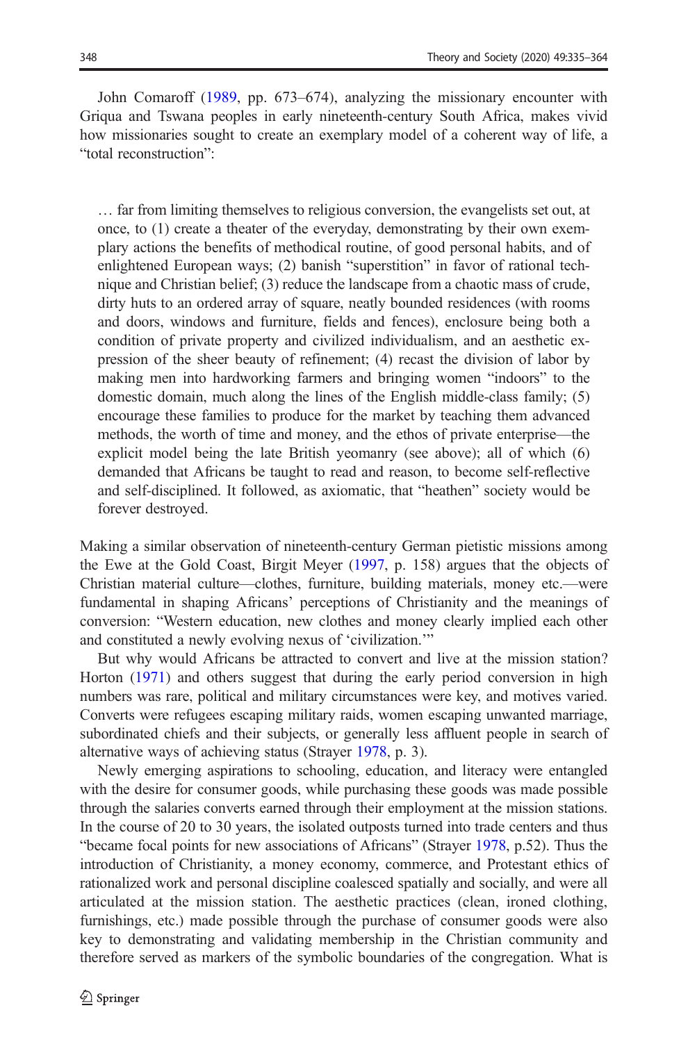John Comaroff (1989, pp. 673–674), analyzing the missionary encounter with Griqua and Tswana peoples in early nineteenth-century South Africa, makes vivid how missionaries sought to create an exemplary model of a coherent way of life, a "total reconstruction":

> … far from limiting themselves to religious conversion, the evangelists set out, at once, to (1) create a theater of the everyday, demonstrating by their own exemplary actions the benefits of methodical routine, of good personal habits, and of enlightened European ways; (2) banish "superstition" in favor of rational technique and Christian belief; (3) reduce the landscape from a chaotic mass of crude, dirty huts to an ordered array of square, neatly bounded residences (with rooms and doors, windows and furniture, fields and fences), enclosure being both a condition of private property and civilized individualism, and an aesthetic expression of the sheer beauty of refinement; (4) recast the division of labor by making men into hardworking farmers and bringing women "indoors" to the domestic domain, much along the lines of the English middle-class family; (5) encourage these families to produce for the market by teaching them advanced methods, the worth of time and money, and the ethos of private enterprise—the explicit model being the late British yeomanry (see above); all of which (6) demanded that Africans be taught to read and reason, to become self-reflective and self-disciplined. It followed, as axiomatic, that "heathen" society would be forever destroyed.

Making a similar observation of nineteenth-century German pietistic missions among the Ewe at the Gold Coast, Birgit Meyer (1997, p. 158) argues that the objects of Christian material culture—clothes, furniture, building materials, money etc.—were fundamental in shaping Africans' perceptions of Christianity and the meanings of conversion: "Western education, new clothes and money clearly implied each other and constituted a newly evolving nexus of 'civilization.'"

But why would Africans be attracted to convert and live at the mission station? Horton (1971) and others suggest that during the early period conversion in high numbers was rare, political and military circumstances were key, and motives varied. Converts were refugees escaping military raids, women escaping unwanted marriage, subordinated chiefs and their subjects, or generally less affluent people in search of alternative ways of achieving status (Strayer 1978, p. 3).

Newly emerging aspirations to schooling, education, and literacy were entangled with the desire for consumer goods, while purchasing these goods was made possible through the salaries converts earned through their employment at the mission stations. In the course of 20 to 30 years, the isolated outposts turned into trade centers and thus "became focal points for new associations of Africans" (Strayer 1978, p.52). Thus the introduction of Christianity, a money economy, commerce, and Protestant ethics of rationalized work and personal discipline coalesced spatially and socially, and were all articulated at the mission station. The aesthetic practices (clean, ironed clothing, furnishings, etc.) made possible through the purchase of consumer goods were also key to demonstrating and validating membership in the Christian community and therefore served as markers of the symbolic boundaries of the congregation. What is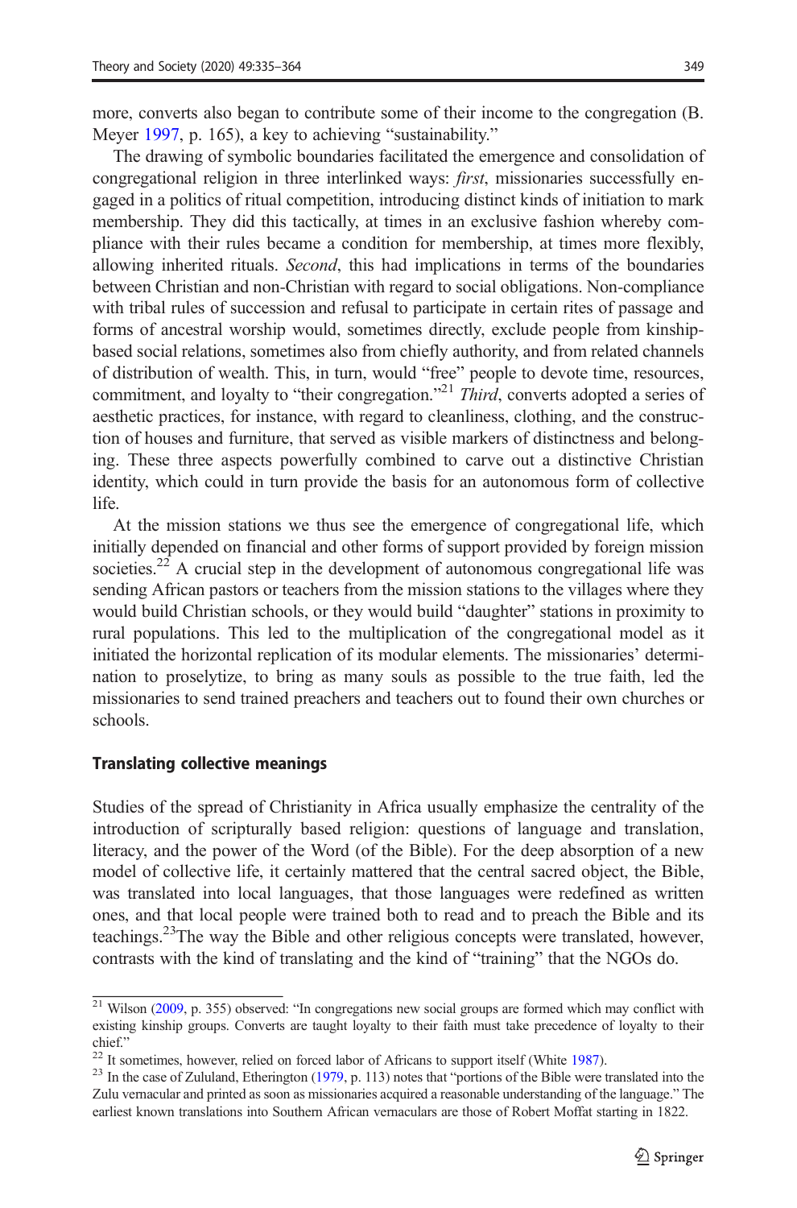more, converts also began to contribute some of their income to the congregation (B. Meyer 1997, p. 165), a key to achieving "sustainability."

The drawing of symbolic boundaries facilitated the emergence and consolidation of congregational religion in three interlinked ways: *first*, missionaries successfully engaged in a politics of ritual competition, introducing distinct kinds of initiation to mark membership. They did this tactically, at times in an exclusive fashion whereby compliance with their rules became a condition for membership, at times more flexibly, allowing inherited rituals. *Second*, this had implications in terms of the boundaries between Christian and non-Christian with regard to social obligations. Non-compliance with tribal rules of succession and refusal to participate in certain rites of passage and forms of ancestral worship would, sometimes directly, exclude people from kinship-based social relations, sometimes also from chiefly authority, and from related channels of distribution of wealth. This, in turn, would "free" people to devote time, resources, commitment, and loyalty to "their congregation."[21] *Third*, converts adopted a series of aesthetic practices, for instance, with regard to cleanliness, clothing, and the construction of houses and furniture, that served as visible markers of distinctness and belonging. These three aspects powerfully combined to carve out a distinctive Christian identity, which could in turn provide the basis for an autonomous form of collective life.

At the mission stations we thus see the emergence of congregational life, which initially depended on financial and other forms of support provided by foreign mission societies.[22] A crucial step in the development of autonomous congregational life was sending African pastors or teachers from the mission stations to the villages where they would build Christian schools, or they would build "daughter" stations in proximity to rural populations. This led to the multiplication of the congregational model as it initiated the horizontal replication of its modular elements. The missionaries' determination to proselytize, to bring as many souls as possible to the true faith, led the missionaries to send trained preachers and teachers out to found their own churches or schools.

### Translating collective meanings

Studies of the spread of Christianity in Africa usually emphasize the centrality of the introduction of scripturally based religion: questions of language and translation, literacy, and the power of the Word (of the Bible). For the deep absorption of a new model of collective life, it certainly mattered that the central sacred object, the Bible, was translated into local languages, that those languages were redefined as written ones, and that local people were trained both to read and to preach the Bible and its teachings.[23] The way the Bible and other religious concepts were translated, however, contrasts with the kind of translating and the kind of "training" that the NGOs do.

---

[21] Wilson (2009, p. 355) observed: "In congregations new social groups are formed which may conflict with existing kinship groups. Converts are taught loyalty to their faith must take precedence of loyalty to their chief."

[22] It sometimes, however, relied on forced labor of Africans to support itself (White 1987).

[23] In the case of Zululand, Etherington (1979, p. 113) notes that "portions of the Bible were translated into the Zulu vernacular and printed as soon as missionaries acquired a reasonable understanding of the language." The earliest known translations into Southern African vernaculars are those of Robert Moffat starting in 1822.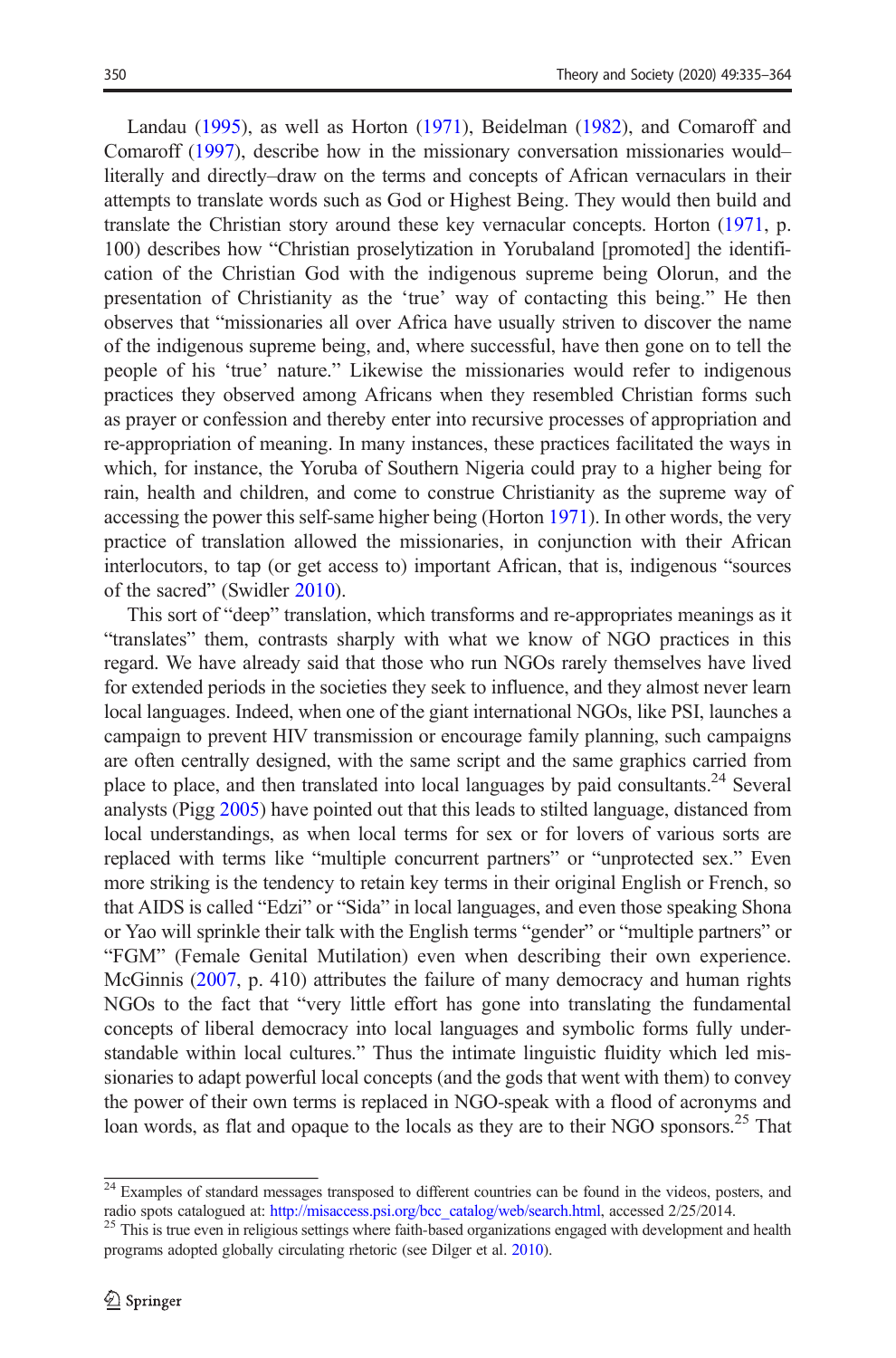Landau (1995), as well as Horton (1971), Beidelman (1982), and Comaroff and Comaroff (1997), describe how in the missionary conversation missionaries would–literally and directly–draw on the terms and concepts of African vernaculars in their attempts to translate words such as God or Highest Being. They would then build and translate the Christian story around these key vernacular concepts. Horton (1971, p. 100) describes how "Christian proselytization in Yorubaland [promoted] the identification of the Christian God with the indigenous supreme being Olorun, and the presentation of Christianity as the 'true' way of contacting this being." He then observes that "missionaries all over Africa have usually striven to discover the name of the indigenous supreme being, and, where successful, have then gone on to tell the people of his 'true' nature." Likewise the missionaries would refer to indigenous practices they observed among Africans when they resembled Christian forms such as prayer or confession and thereby enter into recursive processes of appropriation and re-appropriation of meaning. In many instances, these practices facilitated the ways in which, for instance, the Yoruba of Southern Nigeria could pray to a higher being for rain, health and children, and come to construe Christianity as the supreme way of accessing the power this self-same higher being (Horton 1971). In other words, the very practice of translation allowed the missionaries, in conjunction with their African interlocutors, to tap (or get access to) important African, that is, indigenous "sources of the sacred" (Swidler 2010).

This sort of "deep" translation, which transforms and re-appropriates meanings as it "translates" them, contrasts sharply with what we know of NGO practices in this regard. We have already said that those who run NGOs rarely themselves have lived for extended periods in the societies they seek to influence, and they almost never learn local languages. Indeed, when one of the giant international NGOs, like PSI, launches a campaign to prevent HIV transmission or encourage family planning, such campaigns are often centrally designed, with the same script and the same graphics carried from place to place, and then translated into local languages by paid consultants.[24] Several analysts (Pigg 2005) have pointed out that this leads to stilted language, distanced from local understandings, as when local terms for sex or for lovers of various sorts are replaced with terms like "multiple concurrent partners" or "unprotected sex." Even more striking is the tendency to retain key terms in their original English or French, so that AIDS is called "Edzi" or "Sida" in local languages, and even those speaking Shona or Yao will sprinkle their talk with the English terms "gender" or "multiple partners" or "FGM" (Female Genital Mutilation) even when describing their own experience. McGinnis (2007, p. 410) attributes the failure of many democracy and human rights NGOs to the fact that "very little effort has gone into translating the fundamental concepts of liberal democracy into local languages and symbolic forms fully understandable within local cultures." Thus the intimate linguistic fluidity which led missionaries to adapt powerful local concepts (and the gods that went with them) to convey the power of their own terms is replaced in NGO-speak with a flood of acronyms and loan words, as flat and opaque to the locals as they are to their NGO sponsors.[25] That

[24] Examples of standard messages transposed to different countries can be found in the videos, posters, and radio spots catalogued at: http://misaccess.psi.org/bcc_catalog/web/search.html, accessed 2/25/2014.

[25] This is true even in religious settings where faith-based organizations engaged with development and health programs adopted globally circulating rhetoric (see Dilger et al. 2010).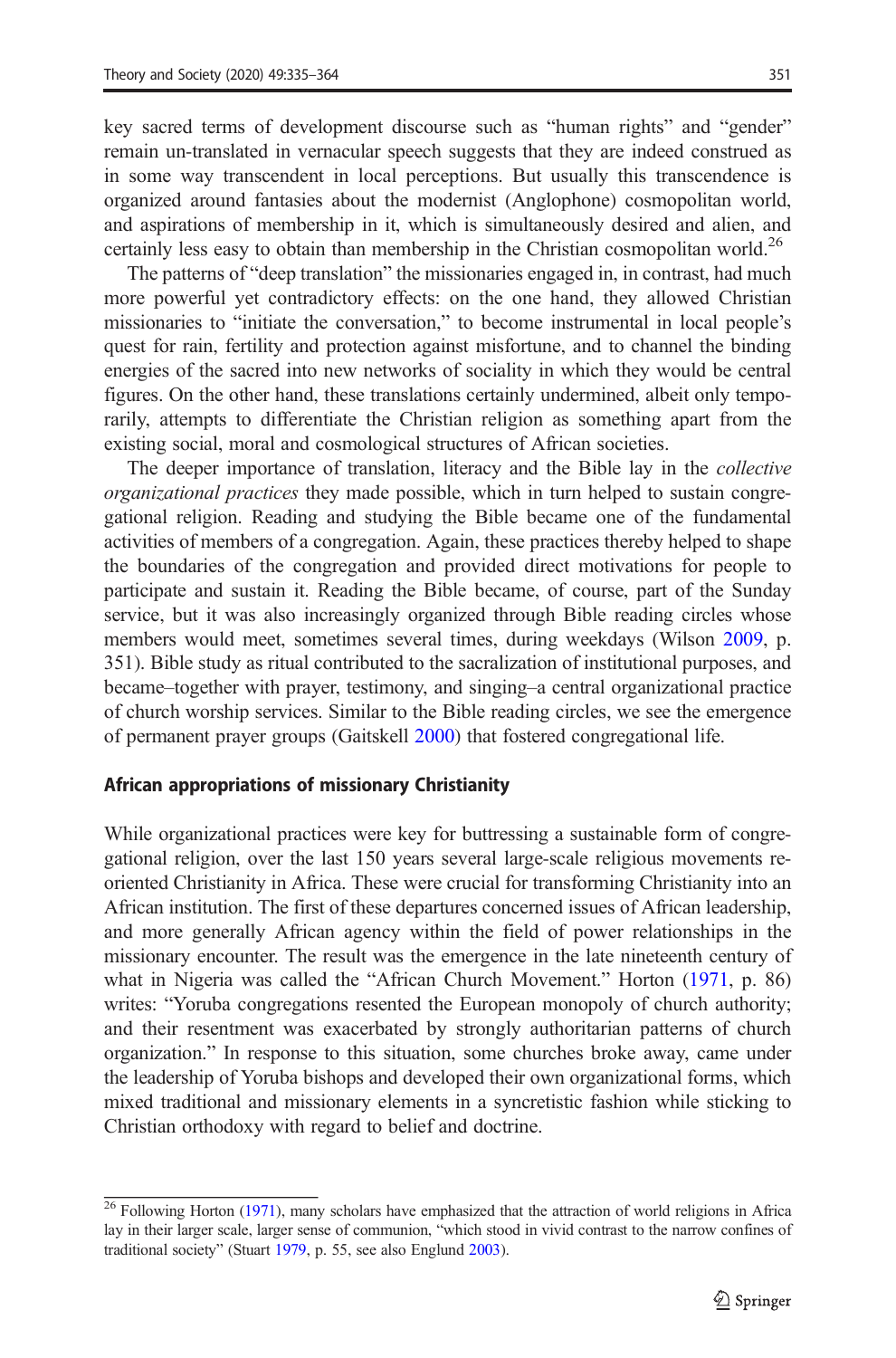key sacred terms of development discourse such as "human rights" and "gender" remain un-translated in vernacular speech suggests that they are indeed construed as in some way transcendent in local perceptions. But usually this transcendence is organized around fantasies about the modernist (Anglophone) cosmopolitan world, and aspirations of membership in it, which is simultaneously desired and alien, and certainly less easy to obtain than membership in the Christian cosmopolitan world.[26]

The patterns of "deep translation" the missionaries engaged in, in contrast, had much more powerful yet contradictory effects: on the one hand, they allowed Christian missionaries to "initiate the conversation," to become instrumental in local people's quest for rain, fertility and protection against misfortune, and to channel the binding energies of the sacred into new networks of sociality in which they would be central figures. On the other hand, these translations certainly undermined, albeit only temporarily, attempts to differentiate the Christian religion as something apart from the existing social, moral and cosmological structures of African societies.

The deeper importance of translation, literacy and the Bible lay in the *collective organizational practices* they made possible, which in turn helped to sustain congregational religion. Reading and studying the Bible became one of the fundamental activities of members of a congregation. Again, these practices thereby helped to shape the boundaries of the congregation and provided direct motivations for people to participate and sustain it. Reading the Bible became, of course, part of the Sunday service, but it was also increasingly organized through Bible reading circles whose members would meet, sometimes several times, during weekdays (Wilson 2009, p. 351). Bible study as ritual contributed to the sacralization of institutional purposes, and became–together with prayer, testimony, and singing–a central organizational practice of church worship services. Similar to the Bible reading circles, we see the emergence of permanent prayer groups (Gaitskell 2000) that fostered congregational life.

### African appropriations of missionary Christianity

While organizational practices were key for buttressing a sustainable form of congregational religion, over the last 150 years several large-scale religious movements reoriented Christianity in Africa. These were crucial for transforming Christianity into an African institution. The first of these departures concerned issues of African leadership, and more generally African agency within the field of power relationships in the missionary encounter. The result was the emergence in the late nineteenth century of what in Nigeria was called the "African Church Movement." Horton (1971, p. 86) writes: "Yoruba congregations resented the European monopoly of church authority; and their resentment was exacerbated by strongly authoritarian patterns of church organization." In response to this situation, some churches broke away, came under the leadership of Yoruba bishops and developed their own organizational forms, which mixed traditional and missionary elements in a syncretistic fashion while sticking to Christian orthodoxy with regard to belief and doctrine.

[26] Following Horton (1971), many scholars have emphasized that the attraction of world religions in Africa lay in their larger scale, larger sense of communion, "which stood in vivid contrast to the narrow confines of traditional society" (Stuart 1979, p. 55, see also Englund 2003).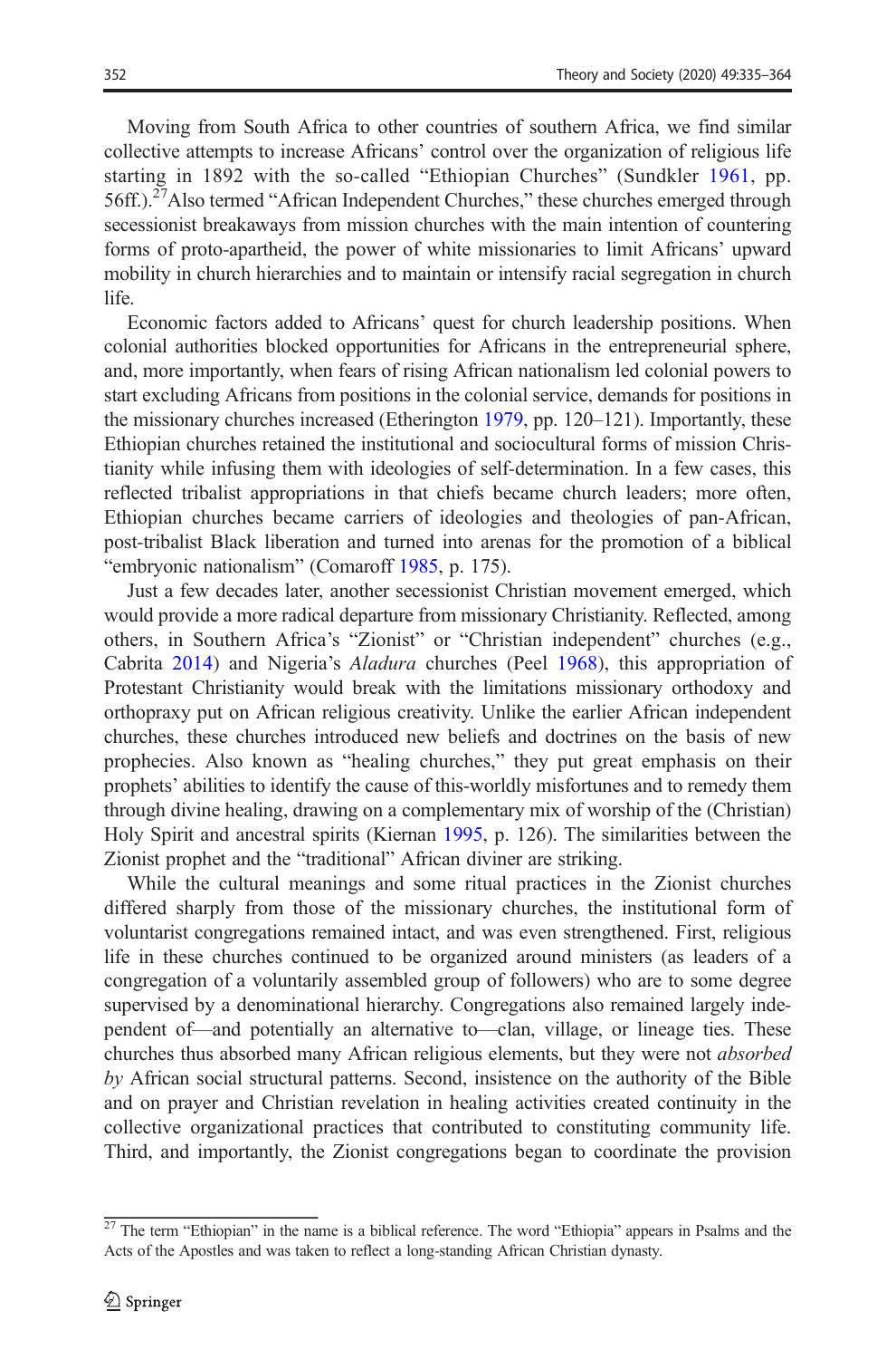Moving from South Africa to other countries of southern Africa, we find similar collective attempts to increase Africans' control over the organization of religious life starting in 1892 with the so-called "Ethiopian Churches" (Sundkler 1961, pp. 56ff.).[27] Also termed "African Independent Churches," these churches emerged through secessionist breakaways from mission churches with the main intention of countering forms of proto-apartheid, the power of white missionaries to limit Africans' upward mobility in church hierarchies and to maintain or intensify racial segregation in church life.

Economic factors added to Africans' quest for church leadership positions. When colonial authorities blocked opportunities for Africans in the entrepreneurial sphere, and, more importantly, when fears of rising African nationalism led colonial powers to start excluding Africans from positions in the colonial service, demands for positions in the missionary churches increased (Etherington 1979, pp. 120–121). Importantly, these Ethiopian churches retained the institutional and sociocultural forms of mission Christianity while infusing them with ideologies of self-determination. In a few cases, this reflected tribalist appropriations in that chiefs became church leaders; more often, Ethiopian churches became carriers of ideologies and theologies of pan-African, post-tribalist Black liberation and turned into arenas for the promotion of a biblical "embryonic nationalism" (Comaroff 1985, p. 175).

Just a few decades later, another secessionist Christian movement emerged, which would provide a more radical departure from missionary Christianity. Reflected, among others, in Southern Africa's "Zionist" or "Christian independent" churches (e.g., Cabrita 2014) and Nigeria's *Aladura* churches (Peel 1968), this appropriation of Protestant Christianity would break with the limitations missionary orthodoxy and orthopraxy put on African religious creativity. Unlike the earlier African independent churches, these churches introduced new beliefs and doctrines on the basis of new prophecies. Also known as "healing churches," they put great emphasis on their prophets' abilities to identify the cause of this-worldly misfortunes and to remedy them through divine healing, drawing on a complementary mix of worship of the (Christian) Holy Spirit and ancestral spirits (Kiernan 1995, p. 126). The similarities between the Zionist prophet and the "traditional" African diviner are striking.

While the cultural meanings and some ritual practices in the Zionist churches differed sharply from those of the missionary churches, the institutional form of voluntarist congregations remained intact, and was even strengthened. First, religious life in these churches continued to be organized around ministers (as leaders of a congregation of a voluntarily assembled group of followers) who are to some degree supervised by a denominational hierarchy. Congregations also remained largely independent of—and potentially an alternative to—clan, village, or lineage ties. These churches thus absorbed many African religious elements, but they were not *absorbed by* African social structural patterns. Second, insistence on the authority of the Bible and on prayer and Christian revelation in healing activities created continuity in the collective organizational practices that contributed to constituting community life. Third, and importantly, the Zionist congregations began to coordinate the provision

---

[27] The term "Ethiopian" in the name is a biblical reference. The word "Ethiopia" appears in Psalms and the Acts of the Apostles and was taken to reflect a long-standing African Christian dynasty.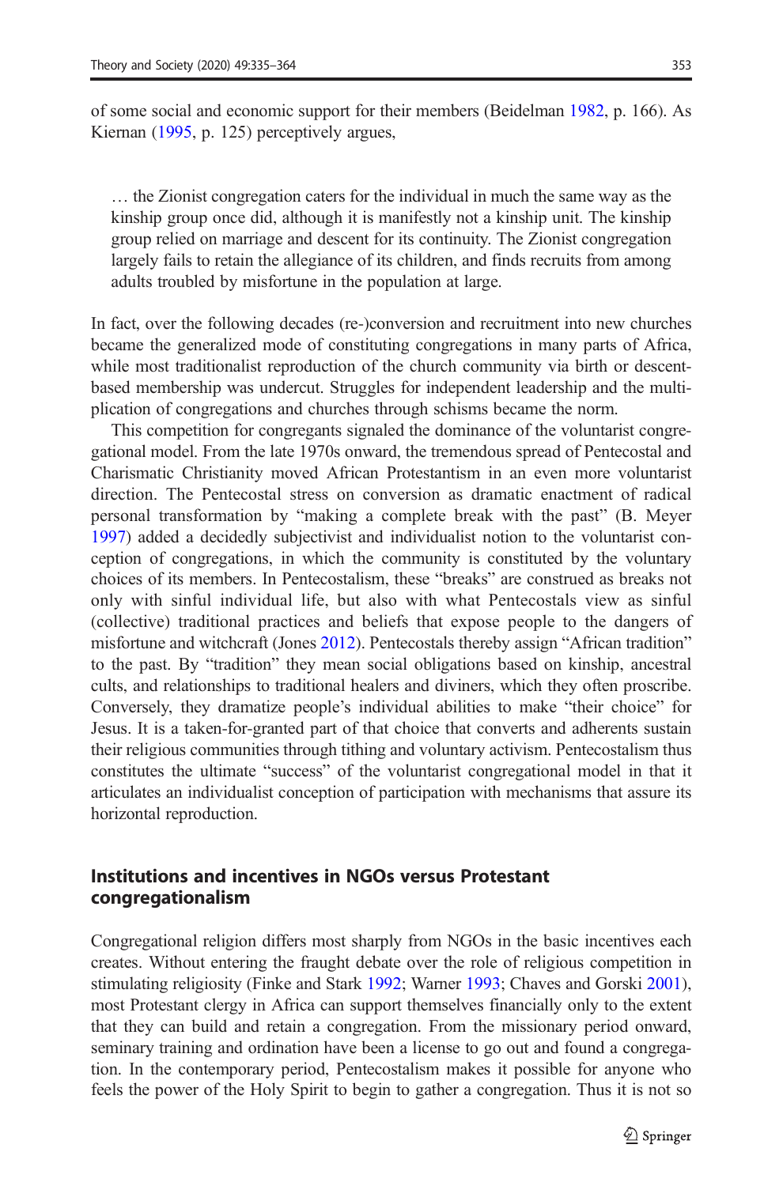of some social and economic support for their members (Beidelman 1982, p. 166). As Kiernan (1995, p. 125) perceptively argues,

> … the Zionist congregation caters for the individual in much the same way as the kinship group once did, although it is manifestly not a kinship unit. The kinship group relied on marriage and descent for its continuity. The Zionist congregation largely fails to retain the allegiance of its children, and finds recruits from among adults troubled by misfortune in the population at large.

In fact, over the following decades (re-)conversion and recruitment into new churches became the generalized mode of constituting congregations in many parts of Africa, while most traditionalist reproduction of the church community via birth or descent-based membership was undercut. Struggles for independent leadership and the multiplication of congregations and churches through schisms became the norm.

This competition for congregants signaled the dominance of the voluntarist congregational model. From the late 1970s onward, the tremendous spread of Pentecostal and Charismatic Christianity moved African Protestantism in an even more voluntarist direction. The Pentecostal stress on conversion as dramatic enactment of radical personal transformation by "making a complete break with the past" (B. Meyer 1997) added a decidedly subjectivist and individualist notion to the voluntarist conception of congregations, in which the community is constituted by the voluntary choices of its members. In Pentecostalism, these "breaks" are construed as breaks not only with sinful individual life, but also with what Pentecostals view as sinful (collective) traditional practices and beliefs that expose people to the dangers of misfortune and witchcraft (Jones 2012). Pentecostals thereby assign "African tradition" to the past. By "tradition" they mean social obligations based on kinship, ancestral cults, and relationships to traditional healers and diviners, which they often proscribe. Conversely, they dramatize people's individual abilities to make "their choice" for Jesus. It is a taken-for-granted part of that choice that converts and adherents sustain their religious communities through tithing and voluntary activism. Pentecostalism thus constitutes the ultimate "success" of the voluntarist congregational model in that it articulates an individualist conception of participation with mechanisms that assure its horizontal reproduction.

## Institutions and incentives in NGOs versus Protestant congregationalism

Congregational religion differs most sharply from NGOs in the basic incentives each creates. Without entering the fraught debate over the role of religious competition in stimulating religiosity (Finke and Stark 1992; Warner 1993; Chaves and Gorski 2001), most Protestant clergy in Africa can support themselves financially only to the extent that they can build and retain a congregation. From the missionary period onward, seminary training and ordination have been a license to go out and found a congregation. In the contemporary period, Pentecostalism makes it possible for anyone who feels the power of the Holy Spirit to begin to gather a congregation. Thus it is not so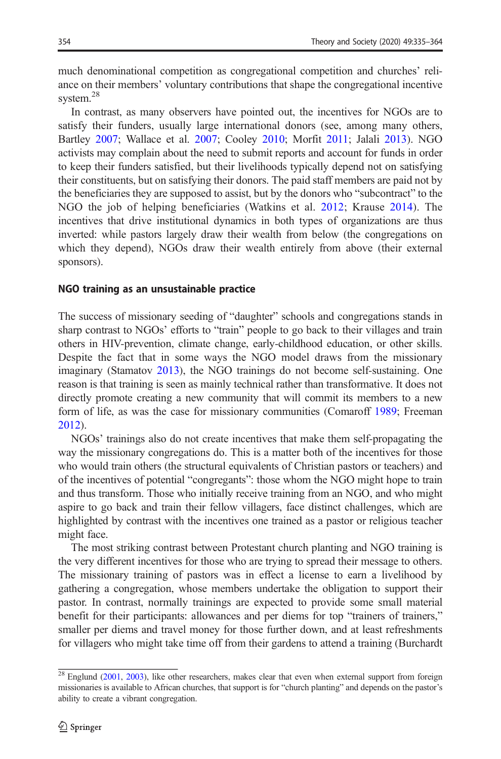much denominational competition as congregational competition and churches' reliance on their members' voluntary contributions that shape the congregational incentive system.[28]

In contrast, as many observers have pointed out, the incentives for NGOs are to satisfy their funders, usually large international donors (see, among many others, Bartley 2007; Wallace et al. 2007; Cooley 2010; Morfit 2011; Jalali 2013). NGO activists may complain about the need to submit reports and account for funds in order to keep their funders satisfied, but their livelihoods typically depend not on satisfying their constituents, but on satisfying their donors. The paid staff members are paid not by the beneficiaries they are supposed to assist, but by the donors who "subcontract" to the NGO the job of helping beneficiaries (Watkins et al. 2012; Krause 2014). The incentives that drive institutional dynamics in both types of organizations are thus inverted: while pastors largely draw their wealth from below (the congregations on which they depend), NGOs draw their wealth entirely from above (their external sponsors).

#### NGO training as an unsustainable practice

The success of missionary seeding of "daughter" schools and congregations stands in sharp contrast to NGOs' efforts to "train" people to go back to their villages and train others in HIV-prevention, climate change, early-childhood education, or other skills. Despite the fact that in some ways the NGO model draws from the missionary imaginary (Stamatov 2013), the NGO trainings do not become self-sustaining. One reason is that training is seen as mainly technical rather than transformative. It does not directly promote creating a new community that will commit its members to a new form of life, as was the case for missionary communities (Comaroff 1989; Freeman 2012).

NGOs' trainings also do not create incentives that make them self-propagating the way the missionary congregations do. This is a matter both of the incentives for those who would train others (the structural equivalents of Christian pastors or teachers) and of the incentives of potential "congregants": those whom the NGO might hope to train and thus transform. Those who initially receive training from an NGO, and who might aspire to go back and train their fellow villagers, face distinct challenges, which are highlighted by contrast with the incentives one trained as a pastor or religious teacher might face.

The most striking contrast between Protestant church planting and NGO training is the very different incentives for those who are trying to spread their message to others. The missionary training of pastors was in effect a license to earn a livelihood by gathering a congregation, whose members undertake the obligation to support their pastor. In contrast, normally trainings are expected to provide some small material benefit for their participants: allowances and per diems for top "trainers of trainers," smaller per diems and travel money for those further down, and at least refreshments for villagers who might take time off from their gardens to attend a training (Burchardt

---

[28] Englund (2001, 2003), like other researchers, makes clear that even when external support from foreign missionaries is available to African churches, that support is for "church planting" and depends on the pastor's ability to create a vibrant congregation.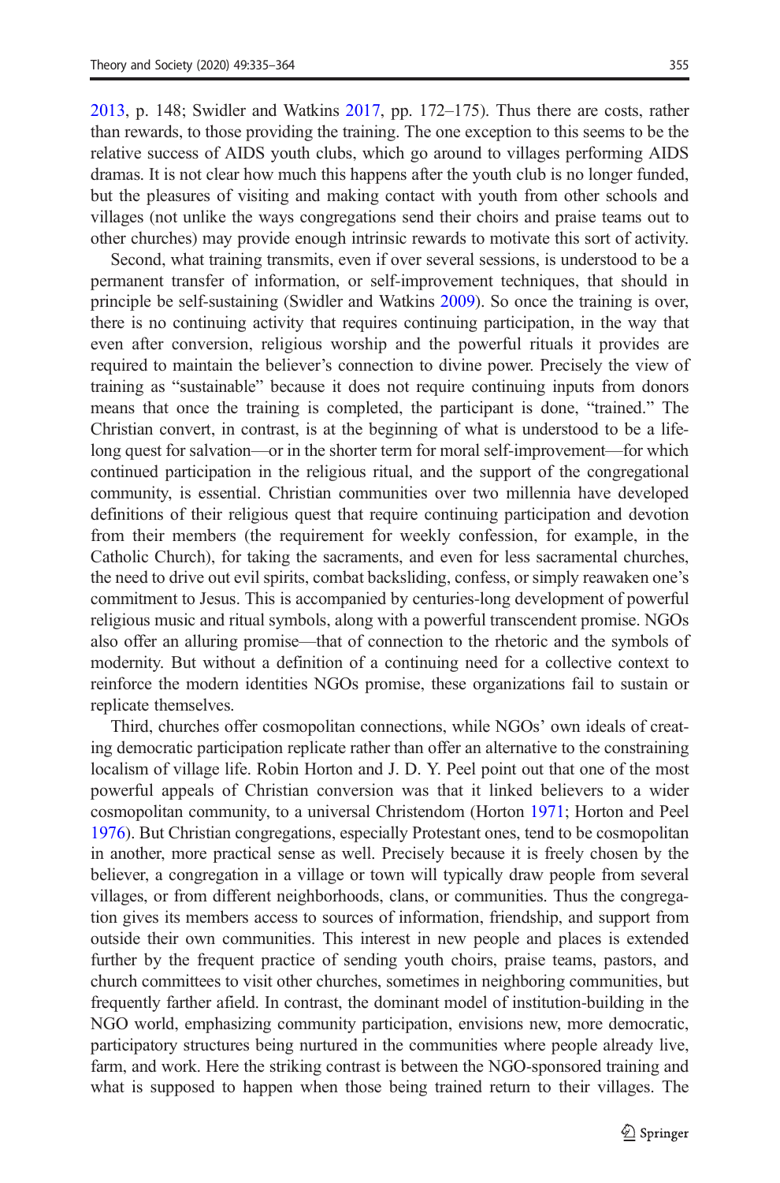2013, p. 148; Swidler and Watkins 2017, pp. 172–175). Thus there are costs, rather than rewards, to those providing the training. The one exception to this seems to be the relative success of AIDS youth clubs, which go around to villages performing AIDS dramas. It is not clear how much this happens after the youth club is no longer funded, but the pleasures of visiting and making contact with youth from other schools and villages (not unlike the ways congregations send their choirs and praise teams out to other churches) may provide enough intrinsic rewards to motivate this sort of activity.

Second, what training transmits, even if over several sessions, is understood to be a permanent transfer of information, or self-improvement techniques, that should in principle be self-sustaining (Swidler and Watkins 2009). So once the training is over, there is no continuing activity that requires continuing participation, in the way that even after conversion, religious worship and the powerful rituals it provides are required to maintain the believer's connection to divine power. Precisely the view of training as "sustainable" because it does not require continuing inputs from donors means that once the training is completed, the participant is done, "trained." The Christian convert, in contrast, is at the beginning of what is understood to be a life-long quest for salvation—or in the shorter term for moral self-improvement—for which continued participation in the religious ritual, and the support of the congregational community, is essential. Christian communities over two millennia have developed definitions of their religious quest that require continuing participation and devotion from their members (the requirement for weekly confession, for example, in the Catholic Church), for taking the sacraments, and even for less sacramental churches, the need to drive out evil spirits, combat backsliding, confess, or simply reawaken one's commitment to Jesus. This is accompanied by centuries-long development of powerful religious music and ritual symbols, along with a powerful transcendent promise. NGOs also offer an alluring promise—that of connection to the rhetoric and the symbols of modernity. But without a definition of a continuing need for a collective context to reinforce the modern identities NGOs promise, these organizations fail to sustain or replicate themselves.

Third, churches offer cosmopolitan connections, while NGOs' own ideals of creating democratic participation replicate rather than offer an alternative to the constraining localism of village life. Robin Horton and J. D. Y. Peel point out that one of the most powerful appeals of Christian conversion was that it linked believers to a wider cosmopolitan community, to a universal Christendom (Horton 1971; Horton and Peel 1976). But Christian congregations, especially Protestant ones, tend to be cosmopolitan in another, more practical sense as well. Precisely because it is freely chosen by the believer, a congregation in a village or town will typically draw people from several villages, or from different neighborhoods, clans, or communities. Thus the congregation gives its members access to sources of information, friendship, and support from outside their own communities. This interest in new people and places is extended further by the frequent practice of sending youth choirs, praise teams, pastors, and church committees to visit other churches, sometimes in neighboring communities, but frequently farther afield. In contrast, the dominant model of institution-building in the NGO world, emphasizing community participation, envisions new, more democratic, participatory structures being nurtured in the communities where people already live, farm, and work. Here the striking contrast is between the NGO-sponsored training and what is supposed to happen when those being trained return to their villages. The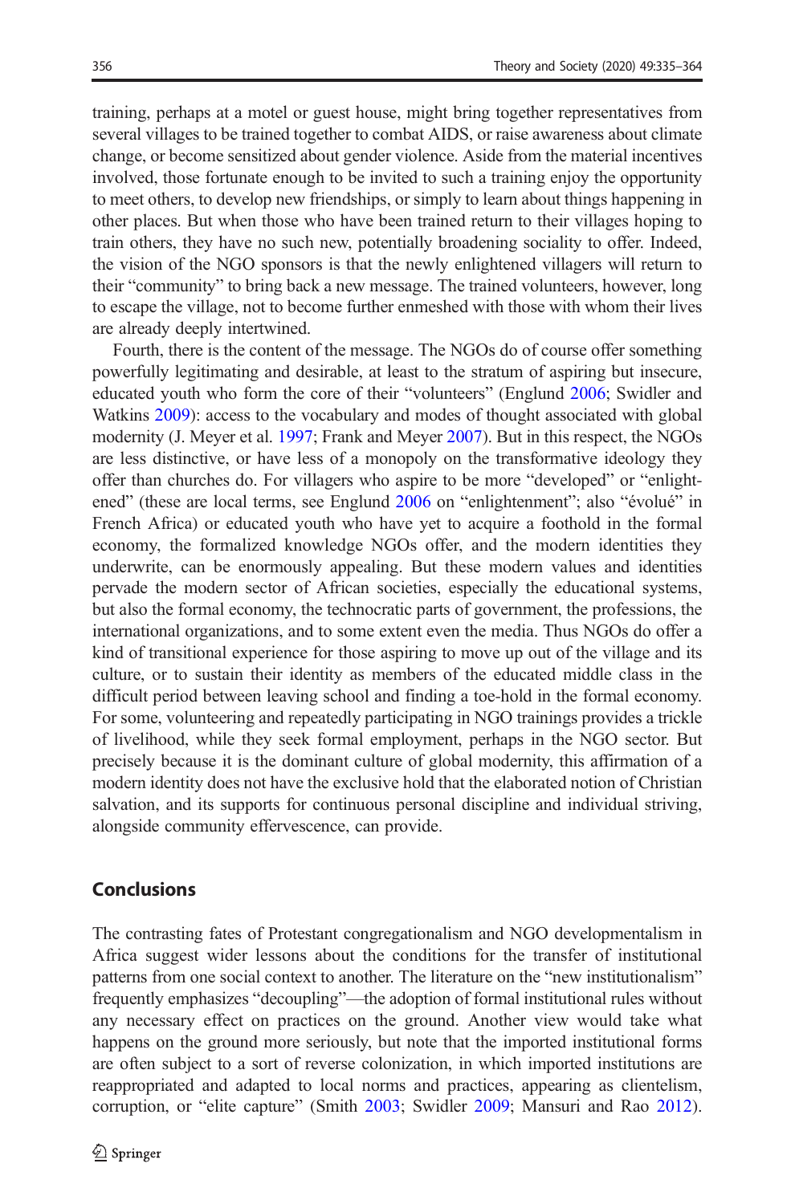training, perhaps at a motel or guest house, might bring together representatives from several villages to be trained together to combat AIDS, or raise awareness about climate change, or become sensitized about gender violence. Aside from the material incentives involved, those fortunate enough to be invited to such a training enjoy the opportunity to meet others, to develop new friendships, or simply to learn about things happening in other places. But when those who have been trained return to their villages hoping to train others, they have no such new, potentially broadening sociality to offer. Indeed, the vision of the NGO sponsors is that the newly enlightened villagers will return to their "community" to bring back a new message. The trained volunteers, however, long to escape the village, not to become further enmeshed with those with whom their lives are already deeply intertwined.

Fourth, there is the content of the message. The NGOs do of course offer something powerfully legitimating and desirable, at least to the stratum of aspiring but insecure, educated youth who form the core of their "volunteers" (Englund 2006; Swidler and Watkins 2009): access to the vocabulary and modes of thought associated with global modernity (J. Meyer et al. 1997; Frank and Meyer 2007). But in this respect, the NGOs are less distinctive, or have less of a monopoly on the transformative ideology they offer than churches do. For villagers who aspire to be more "developed" or "enlightened" (these are local terms, see Englund 2006 on "enlightenment"; also "évolué" in French Africa) or educated youth who have yet to acquire a foothold in the formal economy, the formalized knowledge NGOs offer, and the modern identities they underwrite, can be enormously appealing. But these modern values and identities pervade the modern sector of African societies, especially the educational systems, but also the formal economy, the technocratic parts of government, the professions, the international organizations, and to some extent even the media. Thus NGOs do offer a kind of transitional experience for those aspiring to move up out of the village and its culture, or to sustain their identity as members of the educated middle class in the difficult period between leaving school and finding a toe-hold in the formal economy. For some, volunteering and repeatedly participating in NGO trainings provides a trickle of livelihood, while they seek formal employment, perhaps in the NGO sector. But precisely because it is the dominant culture of global modernity, this affirmation of a modern identity does not have the exclusive hold that the elaborated notion of Christian salvation, and its supports for continuous personal discipline and individual striving, alongside community effervescence, can provide.

## Conclusions

The contrasting fates of Protestant congregationalism and NGO developmentalism in Africa suggest wider lessons about the conditions for the transfer of institutional patterns from one social context to another. The literature on the "new institutionalism" frequently emphasizes "decoupling"—the adoption of formal institutional rules without any necessary effect on practices on the ground. Another view would take what happens on the ground more seriously, but note that the imported institutional forms are often subject to a sort of reverse colonization, in which imported institutions are reappropriated and adapted to local norms and practices, appearing as clientelism, corruption, or "elite capture" (Smith 2003; Swidler 2009; Mansuri and Rao 2012).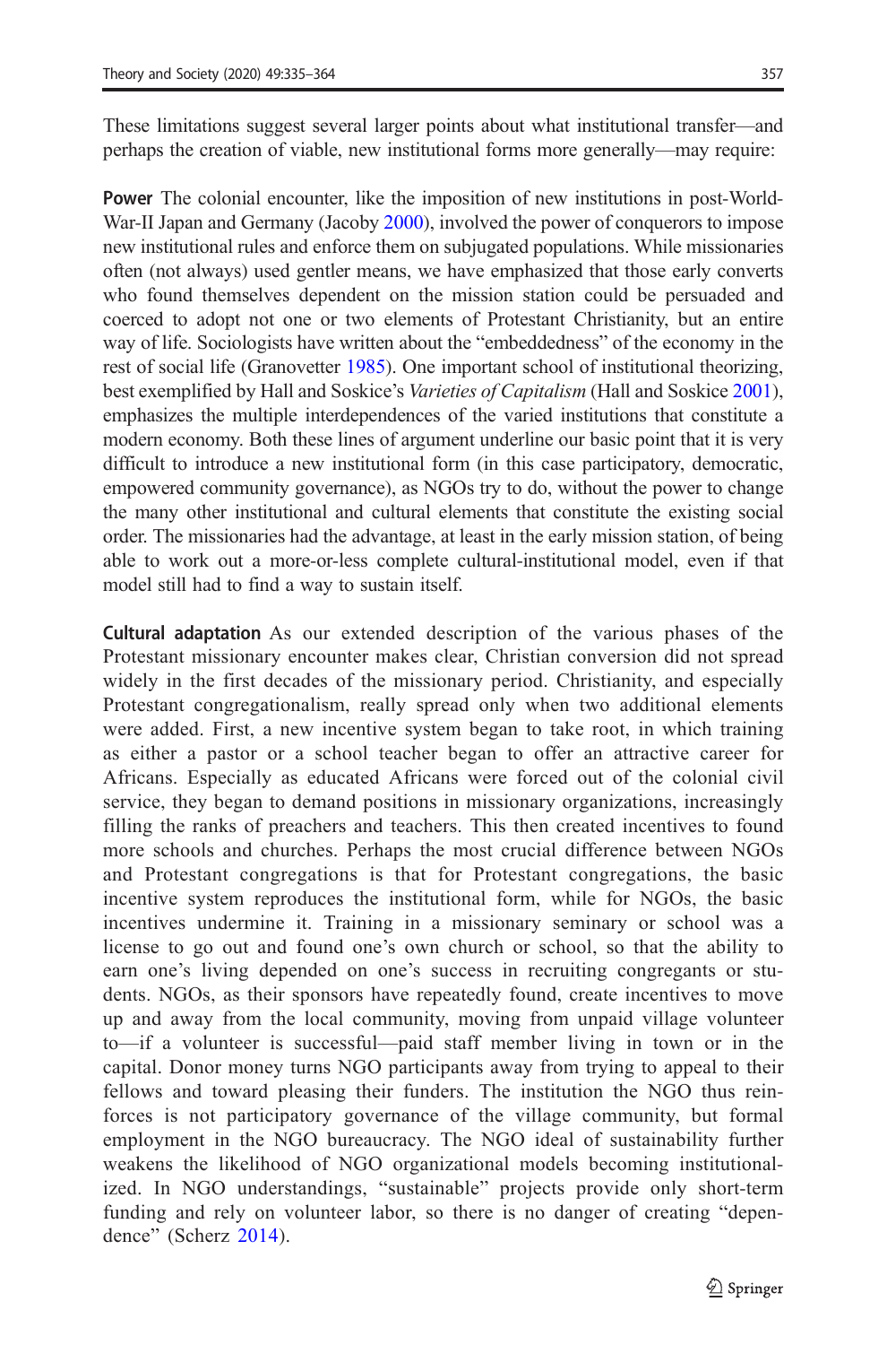These limitations suggest several larger points about what institutional transfer—and perhaps the creation of viable, new institutional forms more generally—may require:

**Power** The colonial encounter, like the imposition of new institutions in post-World-War-II Japan and Germany (Jacoby 2000), involved the power of conquerors to impose new institutional rules and enforce them on subjugated populations. While missionaries often (not always) used gentler means, we have emphasized that those early converts who found themselves dependent on the mission station could be persuaded and coerced to adopt not one or two elements of Protestant Christianity, but an entire way of life. Sociologists have written about the "embeddedness" of the economy in the rest of social life (Granovetter 1985). One important school of institutional theorizing, best exemplified by Hall and Soskice's *Varieties of Capitalism* (Hall and Soskice 2001), emphasizes the multiple interdependences of the varied institutions that constitute a modern economy. Both these lines of argument underline our basic point that it is very difficult to introduce a new institutional form (in this case participatory, democratic, empowered community governance), as NGOs try to do, without the power to change the many other institutional and cultural elements that constitute the existing social order. The missionaries had the advantage, at least in the early mission station, of being able to work out a more-or-less complete cultural-institutional model, even if that model still had to find a way to sustain itself.

**Cultural adaptation** As our extended description of the various phases of the Protestant missionary encounter makes clear, Christian conversion did not spread widely in the first decades of the missionary period. Christianity, and especially Protestant congregationalism, really spread only when two additional elements were added. First, a new incentive system began to take root, in which training as either a pastor or a school teacher began to offer an attractive career for Africans. Especially as educated Africans were forced out of the colonial civil service, they began to demand positions in missionary organizations, increasingly filling the ranks of preachers and teachers. This then created incentives to found more schools and churches. Perhaps the most crucial difference between NGOs and Protestant congregations is that for Protestant congregations, the basic incentive system reproduces the institutional form, while for NGOs, the basic incentives undermine it. Training in a missionary seminary or school was a license to go out and found one's own church or school, so that the ability to earn one's living depended on one's success in recruiting congregants or students. NGOs, as their sponsors have repeatedly found, create incentives to move up and away from the local community, moving from unpaid village volunteer to—if a volunteer is successful—paid staff member living in town or in the capital. Donor money turns NGO participants away from trying to appeal to their fellows and toward pleasing their funders. The institution the NGO thus reinforces is not participatory governance of the village community, but formal employment in the NGO bureaucracy. The NGO ideal of sustainability further weakens the likelihood of NGO organizational models becoming institutionalized. In NGO understandings, "sustainable" projects provide only short-term funding and rely on volunteer labor, so there is no danger of creating "dependence" (Scherz 2014).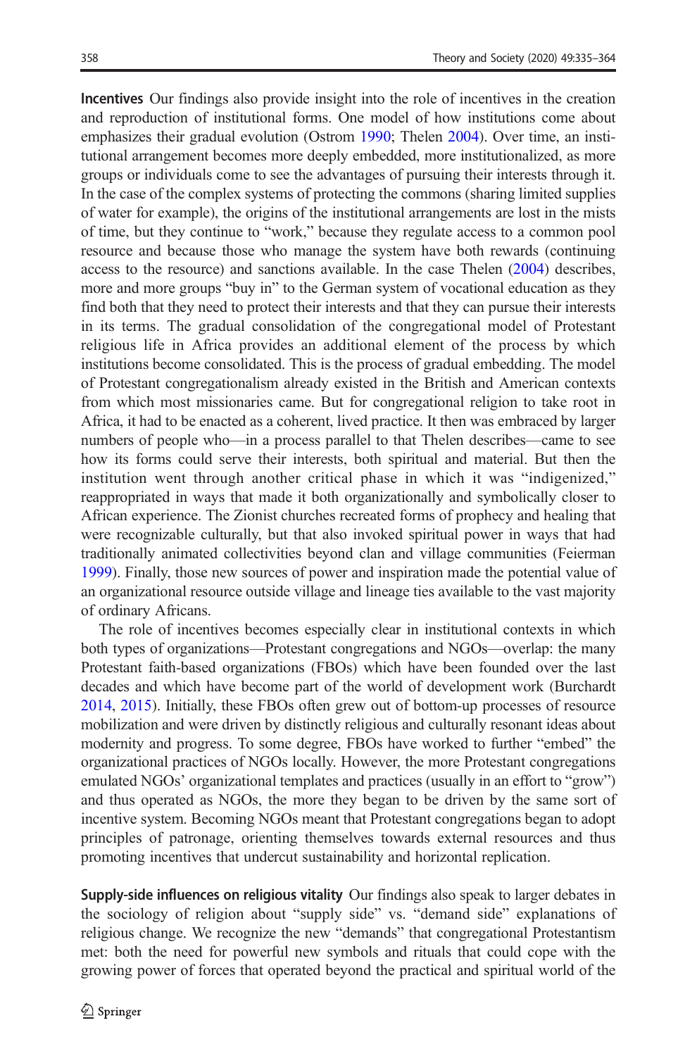**Incentives** Our findings also provide insight into the role of incentives in the creation and reproduction of institutional forms. One model of how institutions come about emphasizes their gradual evolution (Ostrom 1990; Thelen 2004). Over time, an institutional arrangement becomes more deeply embedded, more institutionalized, as more groups or individuals come to see the advantages of pursuing their interests through it. In the case of the complex systems of protecting the commons (sharing limited supplies of water for example), the origins of the institutional arrangements are lost in the mists of time, but they continue to "work," because they regulate access to a common pool resource and because those who manage the system have both rewards (continuing access to the resource) and sanctions available. In the case Thelen (2004) describes, more and more groups "buy in" to the German system of vocational education as they find both that they need to protect their interests and that they can pursue their interests in its terms. The gradual consolidation of the congregational model of Protestant religious life in Africa provides an additional element of the process by which institutions become consolidated. This is the process of gradual embedding. The model of Protestant congregationalism already existed in the British and American contexts from which most missionaries came. But for congregational religion to take root in Africa, it had to be enacted as a coherent, lived practice. It then was embraced by larger numbers of people who—in a process parallel to that Thelen describes—came to see how its forms could serve their interests, both spiritual and material. But then the institution went through another critical phase in which it was "indigenized," reappropriated in ways that made it both organizationally and symbolically closer to African experience. The Zionist churches recreated forms of prophecy and healing that were recognizable culturally, but that also invoked spiritual power in ways that had traditionally animated collectivities beyond clan and village communities (Feierman 1999). Finally, those new sources of power and inspiration made the potential value of an organizational resource outside village and lineage ties available to the vast majority of ordinary Africans.

The role of incentives becomes especially clear in institutional contexts in which both types of organizations—Protestant congregations and NGOs—overlap: the many Protestant faith-based organizations (FBOs) which have been founded over the last decades and which have become part of the world of development work (Burchardt 2014, 2015). Initially, these FBOs often grew out of bottom-up processes of resource mobilization and were driven by distinctly religious and culturally resonant ideas about modernity and progress. To some degree, FBOs have worked to further "embed" the organizational practices of NGOs locally. However, the more Protestant congregations emulated NGOs' organizational templates and practices (usually in an effort to "grow") and thus operated as NGOs, the more they began to be driven by the same sort of incentive system. Becoming NGOs meant that Protestant congregations began to adopt principles of patronage, orienting themselves towards external resources and thus promoting incentives that undercut sustainability and horizontal replication.

**Supply-side influences on religious vitality** Our findings also speak to larger debates in the sociology of religion about "supply side" vs. "demand side" explanations of religious change. We recognize the new "demands" that congregational Protestantism met: both the need for powerful new symbols and rituals that could cope with the growing power of forces that operated beyond the practical and spiritual world of the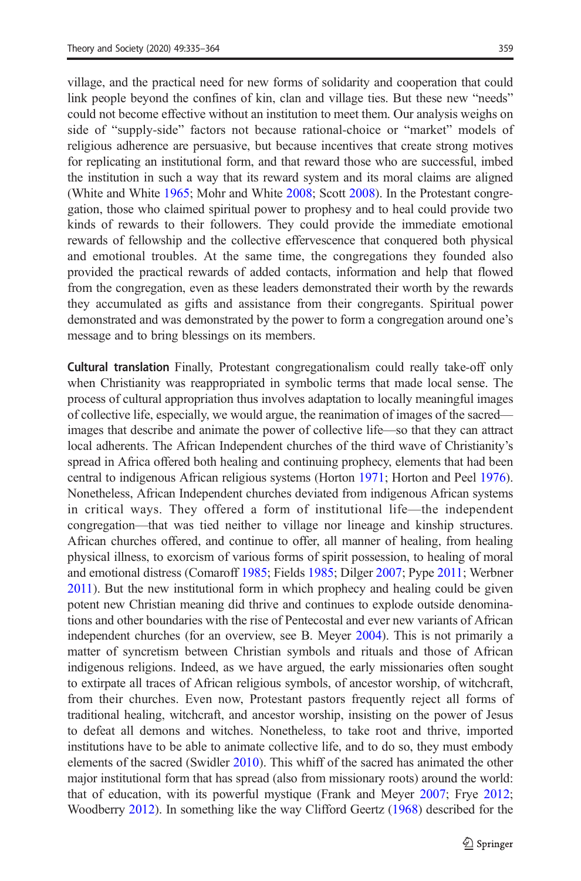village, and the practical need for new forms of solidarity and cooperation that could link people beyond the confines of kin, clan and village ties. But these new "needs" could not become effective without an institution to meet them. Our analysis weighs on side of "supply-side" factors not because rational-choice or "market" models of religious adherence are persuasive, but because incentives that create strong motives for replicating an institutional form, and that reward those who are successful, imbed the institution in such a way that its reward system and its moral claims are aligned (White and White 1965; Mohr and White 2008; Scott 2008). In the Protestant congregation, those who claimed spiritual power to prophesy and to heal could provide two kinds of rewards to their followers. They could provide the immediate emotional rewards of fellowship and the collective effervescence that conquered both physical and emotional troubles. At the same time, the congregations they founded also provided the practical rewards of added contacts, information and help that flowed from the congregation, even as these leaders demonstrated their worth by the rewards they accumulated as gifts and assistance from their congregants. Spiritual power demonstrated and was demonstrated by the power to form a congregation around one's message and to bring blessings on its members.

**Cultural translation** Finally, Protestant congregationalism could really take-off only when Christianity was reappropriated in symbolic terms that made local sense. The process of cultural appropriation thus involves adaptation to locally meaningful images of collective life, especially, we would argue, the reanimation of images of the sacred—images that describe and animate the power of collective life—so that they can attract local adherents. The African Independent churches of the third wave of Christianity's spread in Africa offered both healing and continuing prophecy, elements that had been central to indigenous African religious systems (Horton 1971; Horton and Peel 1976). Nonetheless, African Independent churches deviated from indigenous African systems in critical ways. They offered a form of institutional life—the independent congregation—that was tied neither to village nor lineage and kinship structures. African churches offered, and continue to offer, all manner of healing, from healing physical illness, to exorcism of various forms of spirit possession, to healing of moral and emotional distress (Comaroff 1985; Fields 1985; Dilger 2007; Pype 2011; Werbner 2011). But the new institutional form in which prophecy and healing could be given potent new Christian meaning did thrive and continues to explode outside denominations and other boundaries with the rise of Pentecostal and ever new variants of African independent churches (for an overview, see B. Meyer 2004). This is not primarily a matter of syncretism between Christian symbols and rituals and those of African indigenous religions. Indeed, as we have argued, the early missionaries often sought to extirpate all traces of African religious symbols, of ancestor worship, of witchcraft, from their churches. Even now, Protestant pastors frequently reject all forms of traditional healing, witchcraft, and ancestor worship, insisting on the power of Jesus to defeat all demons and witches. Nonetheless, to take root and thrive, imported institutions have to be able to animate collective life, and to do so, they must embody elements of the sacred (Swidler 2010). This whiff of the sacred has animated the other major institutional form that has spread (also from missionary roots) around the world: that of education, with its powerful mystique (Frank and Meyer 2007; Frye 2012; Woodberry 2012). In something like the way Clifford Geertz (1968) described for the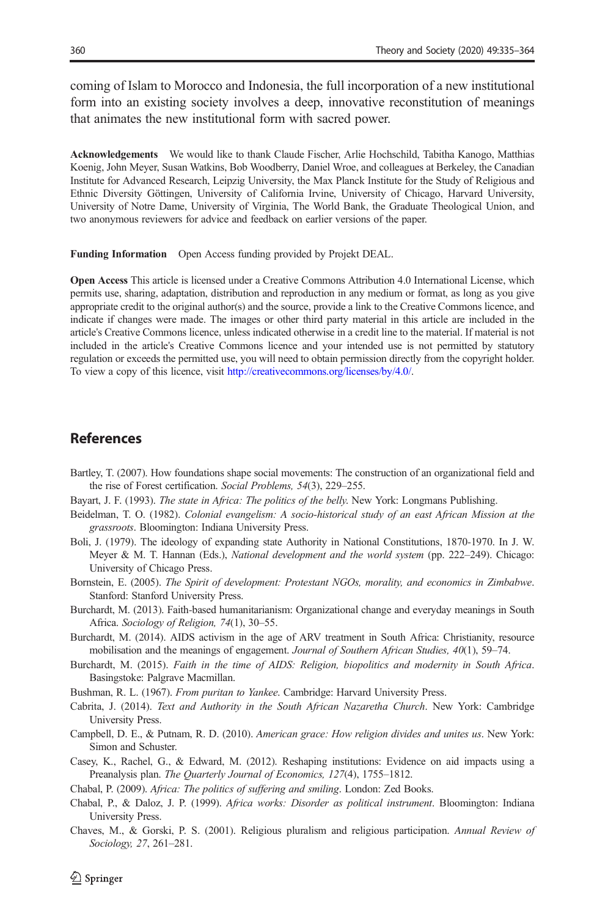coming of Islam to Morocco and Indonesia, the full incorporation of a new institutional form into an existing society involves a deep, innovative reconstitution of meanings that animates the new institutional form with sacred power.

**Acknowledgements** We would like to thank Claude Fischer, Arlie Hochschild, Tabitha Kanogo, Matthias Koenig, John Meyer, Susan Watkins, Bob Woodberry, Daniel Wroe, and colleagues at Berkeley, the Canadian Institute for Advanced Research, Leipzig University, the Max Planck Institute for the Study of Religious and Ethnic Diversity Göttingen, University of California Irvine, University of Chicago, Harvard University, University of Notre Dame, University of Virginia, The World Bank, the Graduate Theological Union, and two anonymous reviewers for advice and feedback on earlier versions of the paper.

**Funding Information** Open Access funding provided by Projekt DEAL.

**Open Access** This article is licensed under a Creative Commons Attribution 4.0 International License, which permits use, sharing, adaptation, distribution and reproduction in any medium or format, as long as you give appropriate credit to the original author(s) and the source, provide a link to the Creative Commons licence, and indicate if changes were made. The images or other third party material in this article are included in the article's Creative Commons licence, unless indicated otherwise in a credit line to the material. If material is not included in the article's Creative Commons licence and your intended use is not permitted by statutory regulation or exceeds the permitted use, you will need to obtain permission directly from the copyright holder. To view a copy of this licence, visit http://creativecommons.org/licenses/by/4.0/.

## References

Bartley, T. (2007). How foundations shape social movements: The construction of an organizational field and the rise of Forest certification. *Social Problems, 54*(3), 229–255.

Bayart, J. F. (1993). *The state in Africa: The politics of the belly.* New York: Longmans Publishing.

Beidelman, T. O. (1982). *Colonial evangelism: A socio-historical study of an east African Mission at the grassroots*. Bloomington: Indiana University Press.

Boli, J. (1979). The ideology of expanding state Authority in National Constitutions, 1870-1970. In J. W. Meyer & M. T. Hannan (Eds.), *National development and the world system* (pp. 222–249). Chicago: University of Chicago Press.

Bornstein, E. (2005). *The Spirit of development: Protestant NGOs, morality, and economics in Zimbabwe*. Stanford: Stanford University Press.

Burchardt, M. (2013). Faith-based humanitarianism: Organizational change and everyday meanings in South Africa. *Sociology of Religion, 74*(1), 30–55.

Burchardt, M. (2014). AIDS activism in the age of ARV treatment in South Africa: Christianity, resource mobilisation and the meanings of engagement. *Journal of Southern African Studies, 40*(1), 59–74.

Burchardt, M. (2015). *Faith in the time of AIDS: Religion, biopolitics and modernity in South Africa*. Basingstoke: Palgrave Macmillan.

Bushman, R. L. (1967). *From puritan to Yankee*. Cambridge: Harvard University Press.

Cabrita, J. (2014). *Text and Authority in the South African Nazaretha Church*. New York: Cambridge University Press.

Campbell, D. E., & Putnam, R. D. (2010). *American grace: How religion divides and unites us*. New York: Simon and Schuster.

Casey, K., Rachel, G., & Edward, M. (2012). Reshaping institutions: Evidence on aid impacts using a Preanalysis plan. *The Quarterly Journal of Economics, 127*(4), 1755–1812.

Chabal, P. (2009). *Africa: The politics of suffering and smiling*. London: Zed Books.

Chabal, P., & Daloz, J. P. (1999). *Africa works: Disorder as political instrument*. Bloomington: Indiana University Press.

Chaves, M., & Gorski, P. S. (2001). Religious pluralism and religious participation. *Annual Review of Sociology, 27*, 261–281.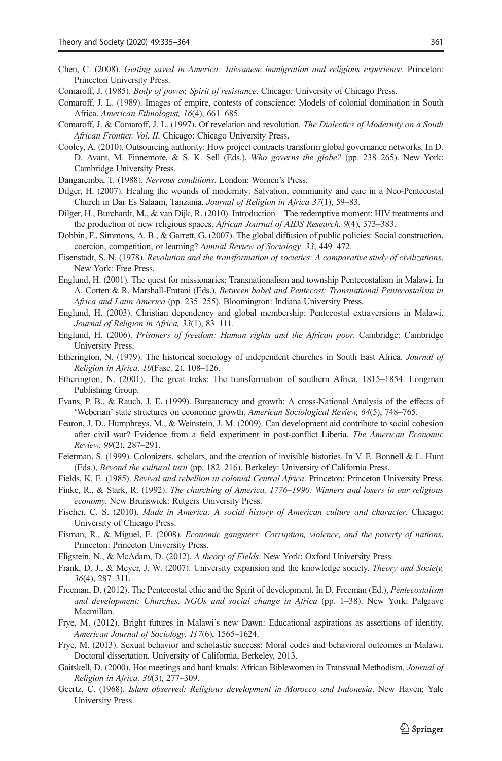Chen, C. (2008). *Getting saved in America: Taiwanese immigration and religious experience*. Princeton: Princeton University Press.

Comaroff, J. (1985). *Body of power, Spirit of resistance*. Chicago: University of Chicago Press.

Comaroff, J. L. (1989). Images of empire, contests of conscience: Models of colonial domination in South Africa. *American Ethnologist, 16*(4), 661–685.

Comaroff, J. & Comaroff, J. L. (1997). Of revelation and revolution. *The Dialectics of Modernity on a South African Frontier. Vol. II*. Chicago: Chicago University Press.

Cooley, A. (2010). Outsourcing authority: How project contracts transform global governance networks. In D. D. Avant, M. Finnemore, & S. K. Sell (Eds.), *Who governs the globe?* (pp. 238–265). New York: Cambridge University Press.

Dangaremba, T. (1988). *Nervous conditions*. London: Women's Press.

Dilger, H. (2007). Healing the wounds of modernity: Salvation, community and care in a Neo-Pentecostal Church in Dar Es Salaam, Tanzania. *Journal of Religion in Africa 37*(1), 59–83.

Dilger, H., Burchardt, M., & van Dijk, R. (2010). Introduction—The redemptive moment: HIV treatments and the production of new religious spaces. *African Journal of AIDS Research, 9*(4), 373–383.

Dobbin, F., Simmons, A. B., & Garrett, G. (2007). The global diffusion of public policies: Social construction, coercion, competition, or learning? *Annual Review of Sociology, 33*, 449–472.

Eisenstadt, S. N. (1978). *Revolution and the transformation of societies: A comparative study of civilizations*. New York: Free Press.

Englund, H. (2001). The quest for missionaries: Transnationalism and township Pentecostalism in Malawi. In A. Corten & R. Marshall-Fratani (Eds.), *Between babel and Pentecost: Transnational Pentecostalism in Africa and Latin America* (pp. 235–255). Bloomington: Indiana University Press.

Englund, H. (2003). Christian dependency and global membership: Pentecostal extraversions in Malawi. *Journal of Religion in Africa, 33*(1), 83–111.

Englund, H. (2006). *Prisoners of freedom: Human rights and the African poor*. Cambridge: Cambridge University Press.

Etherington, N. (1979). The historical sociology of independent churches in South East Africa. *Journal of Religion in Africa, 10*(Fasc. 2), 108–126.

Etherington, N. (2001). The great treks: The transformation of southern Africa, 1815–1854. Longman Publishing Group.

Evans, P. B., & Rauch, J. E. (1999). Bureaucracy and growth: A cross-National Analysis of the effects of 'Weberian' state structures on economic growth. *American Sociological Review, 64*(5), 748–765.

Fearon, J. D., Humphreys, M., & Weinstein, J. M. (2009). Can development aid contribute to social cohesion after civil war? Evidence from a field experiment in post-conflict Liberia. *The American Economic Review, 99*(2), 287–291.

Feierman, S. (1999). Colonizers, scholars, and the creation of invisible histories. In V. E. Bonnell & L. Hunt (Eds.), *Beyond the cultural turn* (pp. 182–216). Berkeley: University of California Press.

Fields, K. E. (1985). *Revival and rebellion in colonial Central Africa*. Princeton: Princeton University Press.

Finke, R., & Stark, R. (1992). *The churching of America, 1776–1990: Winners and losers in our religious economy*. New Brunswick: Rutgers University Press.

Fischer, C. S. (2010). *Made in America: A social history of American culture and character*. Chicago: University of Chicago Press.

Fisman, R., & Miguel, E. (2008). *Economic gangsters: Corruption, violence, and the poverty of nations*. Princeton: Princeton University Press.

Fligstein, N., & McAdam, D. (2012). *A theory of Fields*. New York: Oxford University Press.

Frank, D. J., & Meyer, J. W. (2007). University expansion and the knowledge society. *Theory and Society, 36*(4), 287–311.

Freeman, D. (2012). The Pentecostal ethic and the Spirit of development. In D. Freeman (Ed.), *Pentecostalism and development: Churches, NGOs and social change in Africa* (pp. 1–38). New York: Palgrave Macmillan.

Frye, M. (2012). Bright futures in Malawi's new Dawn: Educational aspirations as assertions of identity. *American Journal of Sociology, 117*(6), 1565–1624.

Frye, M. (2013). Sexual behavior and scholastic success: Moral codes and behavioral outcomes in Malawi. Doctoral dissertation. University of California, Berkeley, 2013.

Gaitskell, D. (2000). Hot meetings and hard kraals: African Biblewomen in Transvaal Methodism. *Journal of Religion in Africa, 30*(3), 277–309.

Geertz, C. (1968). *Islam observed: Religious development in Morocco and Indonesia*. New Haven: Yale University Press.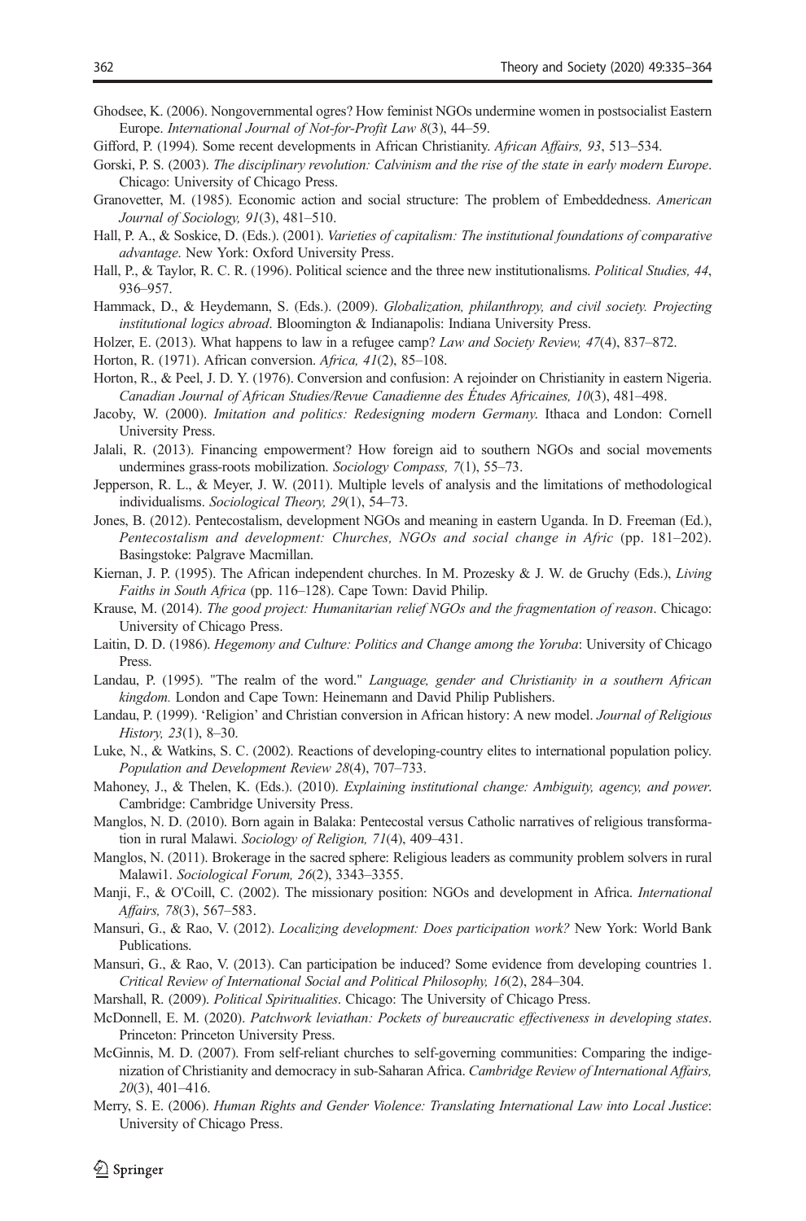Ghodsee, K. (2006). Nongovernmental ogres? How feminist NGOs undermine women in postsocialist Eastern Europe. *International Journal of Not-for-Profit Law 8*(3), 44–59.

Gifford, P. (1994). Some recent developments in African Christianity. *African Affairs, 93*, 513–534.

Gorski, P. S. (2003). *The disciplinary revolution: Calvinism and the rise of the state in early modern Europe*. Chicago: University of Chicago Press.

Granovetter, M. (1985). Economic action and social structure: The problem of Embeddedness. *American Journal of Sociology, 91*(3), 481–510.

Hall, P. A., & Soskice, D. (Eds.). (2001). *Varieties of capitalism: The institutional foundations of comparative advantage*. New York: Oxford University Press.

Hall, P., & Taylor, R. C. R. (1996). Political science and the three new institutionalisms. *Political Studies, 44*, 936–957.

Hammack, D., & Heydemann, S. (Eds.). (2009). *Globalization, philanthropy, and civil society. Projecting institutional logics abroad*. Bloomington & Indianapolis: Indiana University Press.

Holzer, E. (2013). What happens to law in a refugee camp? *Law and Society Review, 47*(4), 837–872.

Horton, R. (1971). African conversion. *Africa, 41*(2), 85–108.

Horton, R., & Peel, J. D. Y. (1976). Conversion and confusion: A rejoinder on Christianity in eastern Nigeria. *Canadian Journal of African Studies/Revue Canadienne des Études Africaines, 10*(3), 481–498.

Jacoby, W. (2000). *Imitation and politics: Redesigning modern Germany*. Ithaca and London: Cornell University Press.

Jalali, R. (2013). Financing empowerment? How foreign aid to southern NGOs and social movements undermines grass-roots mobilization. *Sociology Compass, 7*(1), 55–73.

Jepperson, R. L., & Meyer, J. W. (2011). Multiple levels of analysis and the limitations of methodological individualisms. *Sociological Theory, 29*(1), 54–73.

Jones, B. (2012). Pentecostalism, development NGOs and meaning in eastern Uganda. In D. Freeman (Ed.), *Pentecostalism and development: Churches, NGOs and social change in Afric* (pp. 181–202). Basingstoke: Palgrave Macmillan.

Kiernan, J. P. (1995). The African independent churches. In M. Prozesky & J. W. de Gruchy (Eds.), *Living Faiths in South Africa* (pp. 116–128). Cape Town: David Philip.

Krause, M. (2014). *The good project: Humanitarian relief NGOs and the fragmentation of reason*. Chicago: University of Chicago Press.

Laitin, D. D. (1986). *Hegemony and Culture: Politics and Change among the Yoruba*: University of Chicago Press.

Landau, P. (1995). "The realm of the word." *Language, gender and Christianity in a southern African kingdom.* London and Cape Town: Heinemann and David Philip Publishers.

Landau, P. (1999). 'Religion' and Christian conversion in African history: A new model. *Journal of Religious History, 23*(1), 8–30.

Luke, N., & Watkins, S. C. (2002). Reactions of developing-country elites to international population policy. *Population and Development Review 28*(4), 707–733.

Mahoney, J., & Thelen, K. (Eds.). (2010). *Explaining institutional change: Ambiguity, agency, and power*. Cambridge: Cambridge University Press.

Manglos, N. D. (2010). Born again in Balaka: Pentecostal versus Catholic narratives of religious transformation in rural Malawi. *Sociology of Religion, 71*(4), 409–431.

Manglos, N. (2011). Brokerage in the sacred sphere: Religious leaders as community problem solvers in rural Malawi1. *Sociological Forum, 26*(2), 3343–3355.

Manji, F., & O'Coill, C. (2002). The missionary position: NGOs and development in Africa. *International Affairs, 78*(3), 567–583.

Mansuri, G., & Rao, V. (2012). *Localizing development: Does participation work?* New York: World Bank Publications.

Mansuri, G., & Rao, V. (2013). Can participation be induced? Some evidence from developing countries 1. *Critical Review of International Social and Political Philosophy, 16*(2), 284–304.

Marshall, R. (2009). *Political Spiritualities*. Chicago: The University of Chicago Press.

McDonnell, E. M. (2020). *Patchwork leviathan: Pockets of bureaucratic effectiveness in developing states*. Princeton: Princeton University Press.

McGinnis, M. D. (2007). From self-reliant churches to self-governing communities: Comparing the indigenization of Christianity and democracy in sub-Saharan Africa. *Cambridge Review of International Affairs, 20*(3), 401–416.

Merry, S. E. (2006). *Human Rights and Gender Violence: Translating International Law into Local Justice*: University of Chicago Press.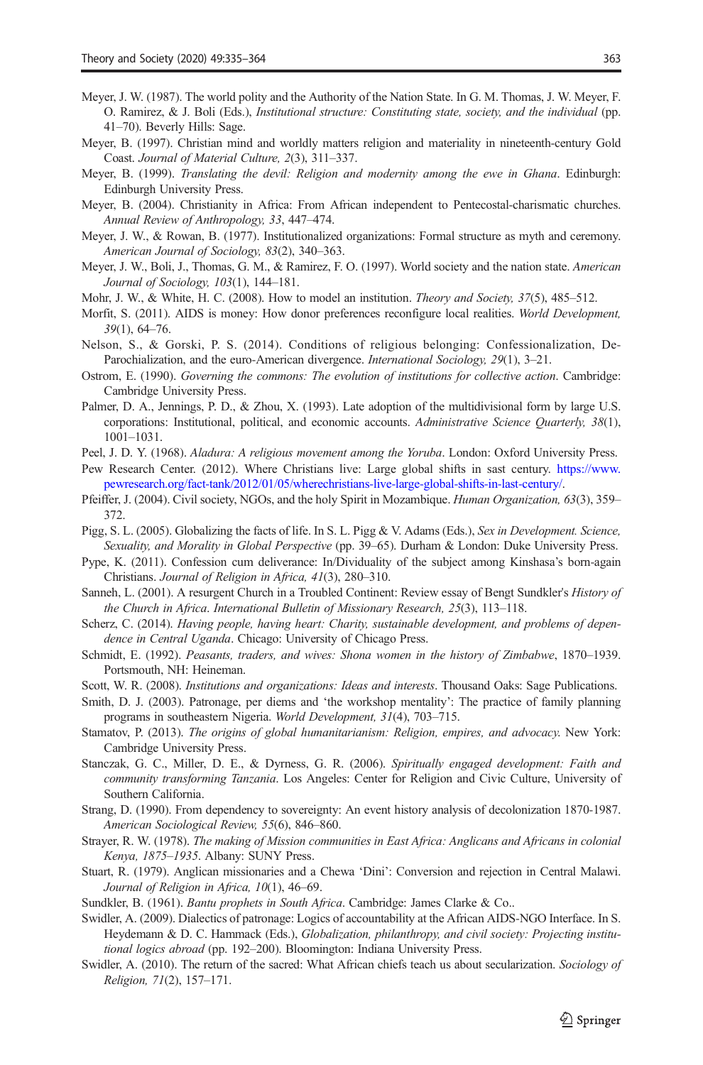Meyer, J. W. (1987). The world polity and the Authority of the Nation State. In G. M. Thomas, J. W. Meyer, F. O. Ramirez, & J. Boli (Eds.), *Institutional structure: Constituting state, society, and the individual* (pp. 41–70). Beverly Hills: Sage.

Meyer, B. (1997). Christian mind and worldly matters religion and materiality in nineteenth-century Gold Coast. *Journal of Material Culture, 2*(3), 311–337.

Meyer, B. (1999). *Translating the devil: Religion and modernity among the ewe in Ghana*. Edinburgh: Edinburgh University Press.

Meyer, B. (2004). Christianity in Africa: From African independent to Pentecostal-charismatic churches. *Annual Review of Anthropology, 33*, 447–474.

Meyer, J. W., & Rowan, B. (1977). Institutionalized organizations: Formal structure as myth and ceremony. *American Journal of Sociology, 83*(2), 340–363.

Meyer, J. W., Boli, J., Thomas, G. M., & Ramirez, F. O. (1997). World society and the nation state. *American Journal of Sociology, 103*(1), 144–181.

Mohr, J. W., & White, H. C. (2008). How to model an institution. *Theory and Society, 37*(5), 485–512.

Morfit, S. (2011). AIDS is money: How donor preferences reconfigure local realities. *World Development, 39*(1), 64–76.

Nelson, S., & Gorski, P. S. (2014). Conditions of religious belonging: Confessionalization, De-Parochialization, and the euro-American divergence. *International Sociology, 29*(1), 3–21.

Ostrom, E. (1990). *Governing the commons: The evolution of institutions for collective action*. Cambridge: Cambridge University Press.

Palmer, D. A., Jennings, P. D., & Zhou, X. (1993). Late adoption of the multidivisional form by large U.S. corporations: Institutional, political, and economic accounts. *Administrative Science Quarterly, 38*(1), 1001–1031.

Peel, J. D. Y. (1968). *Aladura: A religious movement among the Yoruba*. London: Oxford University Press.

Pew Research Center. (2012). Where Christians live: Large global shifts in sast century. https://www.pewresearch.org/fact-tank/2012/01/05/wherechristians-live-large-global-shifts-in-last-century/.

Pfeiffer, J. (2004). Civil society, NGOs, and the holy Spirit in Mozambique. *Human Organization, 63*(3), 359–372.

Pigg, S. L. (2005). Globalizing the facts of life. In S. L. Pigg & V. Adams (Eds.), *Sex in Development. Science, Sexuality, and Morality in Global Perspective* (pp. 39–65). Durham & London: Duke University Press.

Pype, K. (2011). Confession cum deliverance: In/Dividuality of the subject among Kinshasa's born-again Christians. *Journal of Religion in Africa, 41*(3), 280–310.

Sanneh, L. (2001). A resurgent Church in a Troubled Continent: Review essay of Bengt Sundkler's *History of the Church in Africa*. *International Bulletin of Missionary Research, 25*(3), 113–118.

Scherz, C. (2014). *Having people, having heart: Charity, sustainable development, and problems of dependence in Central Uganda*. Chicago: University of Chicago Press.

Schmidt, E. (1992). *Peasants, traders, and wives: Shona women in the history of Zimbabwe*, 1870–1939. Portsmouth, NH: Heineman.

Scott, W. R. (2008). *Institutions and organizations: Ideas and interests*. Thousand Oaks: Sage Publications.

Smith, D. J. (2003). Patronage, per diems and 'the workshop mentality': The practice of family planning programs in southeastern Nigeria. *World Development, 31*(4), 703–715.

Stamatov, P. (2013). *The origins of global humanitarianism: Religion, empires, and advocacy*. New York: Cambridge University Press.

Stanczak, G. C., Miller, D. E., & Dyrness, G. R. (2006). *Spiritually engaged development: Faith and community transforming Tanzania*. Los Angeles: Center for Religion and Civic Culture, University of Southern California.

Strang, D. (1990). From dependency to sovereignty: An event history analysis of decolonization 1870-1987. *American Sociological Review, 55*(6), 846–860.

Strayer, R. W. (1978). *The making of Mission communities in East Africa: Anglicans and Africans in colonial Kenya, 1875–1935*. Albany: SUNY Press.

Stuart, R. (1979). Anglican missionaries and a Chewa 'Dini': Conversion and rejection in Central Malawi. *Journal of Religion in Africa, 10*(1), 46–69.

Sundkler, B. (1961). *Bantu prophets in South Africa*. Cambridge: James Clarke & Co..

Swidler, A. (2009). Dialectics of patronage: Logics of accountability at the African AIDS-NGO Interface. In S. Heydemann & D. C. Hammack (Eds.), *Globalization, philanthropy, and civil society: Projecting institutional logics abroad* (pp. 192–200). Bloomington: Indiana University Press.

Swidler, A. (2010). The return of the sacred: What African chiefs teach us about secularization. *Sociology of Religion, 71*(2), 157–171.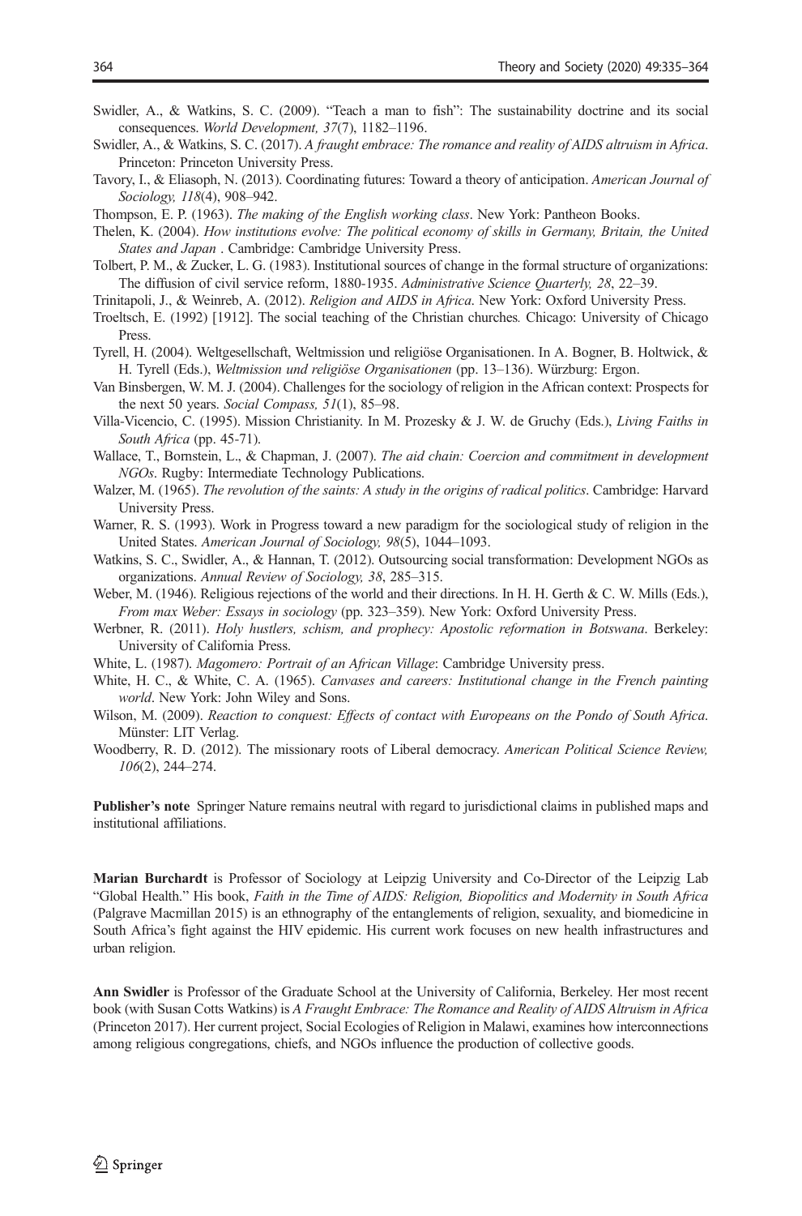Swidler, A., & Watkins, S. C. (2009). "Teach a man to fish": The sustainability doctrine and its social consequences. *World Development, 37*(7), 1182–1196.

Swidler, A., & Watkins, S. C. (2017). *A fraught embrace: The romance and reality of AIDS altruism in Africa*. Princeton: Princeton University Press.

Tavory, I., & Eliasoph, N. (2013). Coordinating futures: Toward a theory of anticipation. *American Journal of Sociology, 118*(4), 908–942.

Thompson, E. P. (1963). *The making of the English working class*. New York: Pantheon Books.

Thelen, K. (2004). *How institutions evolve: The political economy of skills in Germany, Britain, the United States and Japan* . Cambridge: Cambridge University Press.

Tolbert, P. M., & Zucker, L. G. (1983). Institutional sources of change in the formal structure of organizations: The diffusion of civil service reform, 1880-1935. *Administrative Science Quarterly, 28*, 22–39.

Trinitapoli, J., & Weinreb, A. (2012). *Religion and AIDS in Africa*. New York: Oxford University Press.

Troeltsch, E. (1992) [1912]. The social teaching of the Christian churches*.* Chicago: University of Chicago Press.

Tyrell, H. (2004). Weltgesellschaft, Weltmission und religiöse Organisationen. In A. Bogner, B. Holtwick, & H. Tyrell (Eds.), *Weltmission und religiöse Organisationen* (pp. 13–136). Würzburg: Ergon.

Van Binsbergen, W. M. J. (2004). Challenges for the sociology of religion in the African context: Prospects for the next 50 years. *Social Compass, 51*(1), 85–98.

Villa-Vicencio, C. (1995). Mission Christianity. In M. Prozesky & J. W. de Gruchy (Eds.), *Living Faiths in South Africa* (pp. 45-71).

Wallace, T., Bornstein, L., & Chapman, J. (2007). *The aid chain: Coercion and commitment in development NGOs*. Rugby: Intermediate Technology Publications.

Walzer, M. (1965). *The revolution of the saints: A study in the origins of radical politics*. Cambridge: Harvard University Press.

Warner, R. S. (1993). Work in Progress toward a new paradigm for the sociological study of religion in the United States. *American Journal of Sociology, 98*(5), 1044–1093.

Watkins, S. C., Swidler, A., & Hannan, T. (2012). Outsourcing social transformation: Development NGOs as organizations. *Annual Review of Sociology, 38*, 285–315.

Weber, M. (1946). Religious rejections of the world and their directions. In H. H. Gerth & C. W. Mills (Eds.), *From max Weber: Essays in sociology* (pp. 323–359). New York: Oxford University Press.

Werbner, R. (2011). *Holy hustlers, schism, and prophecy: Apostolic reformation in Botswana*. Berkeley: University of California Press.

White, L. (1987). *Magomero: Portrait of an African Village*: Cambridge University press.

White, H. C., & White, C. A. (1965). *Canvases and careers: Institutional change in the French painting world*. New York: John Wiley and Sons.

Wilson, M. (2009). *Reaction to conquest: Effects of contact with Europeans on the Pondo of South Africa*. Münster: LIT Verlag.

Woodberry, R. D. (2012). The missionary roots of Liberal democracy. *American Political Science Review, 106*(2), 244–274.

**Publisher's note** Springer Nature remains neutral with regard to jurisdictional claims in published maps and institutional affiliations.

**Marian Burchardt** is Professor of Sociology at Leipzig University and Co-Director of the Leipzig Lab "Global Health." His book, *Faith in the Time of AIDS: Religion, Biopolitics and Modernity in South Africa* (Palgrave Macmillan 2015) is an ethnography of the entanglements of religion, sexuality, and biomedicine in South Africa's fight against the HIV epidemic. His current work focuses on new health infrastructures and urban religion.

**Ann Swidler** is Professor of the Graduate School at the University of California, Berkeley. Her most recent book (with Susan Cotts Watkins) is *A Fraught Embrace: The Romance and Reality of AIDS Altruism in Africa* (Princeton 2017). Her current project, Social Ecologies of Religion in Malawi, examines how interconnections among religious congregations, chiefs, and NGOs influence the production of collective goods.